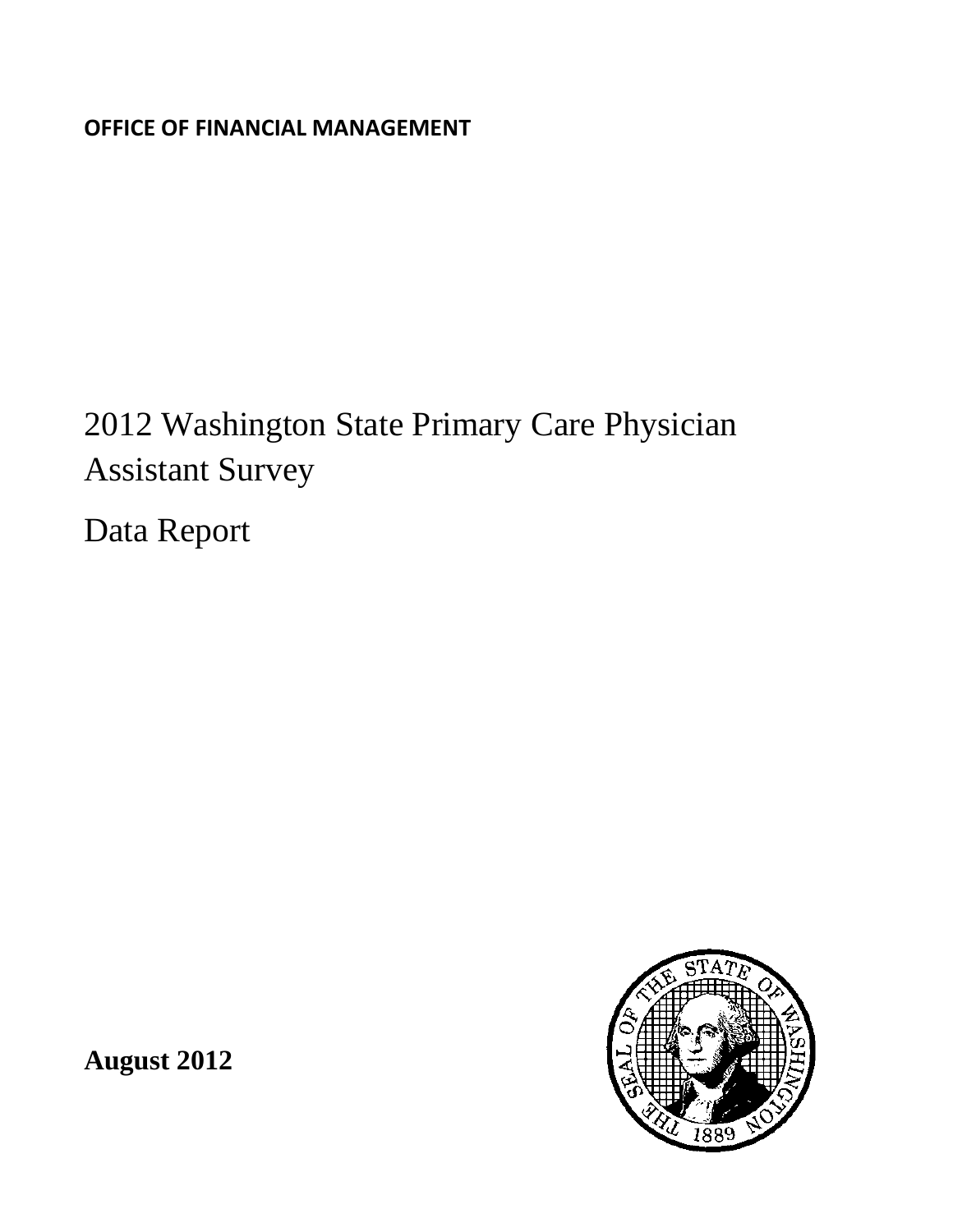**OFFICE OF FINANCIAL MANAGEMENT**

# 2012 Washington State Primary Care Physician Assistant Survey

# Data Report

**August 2012**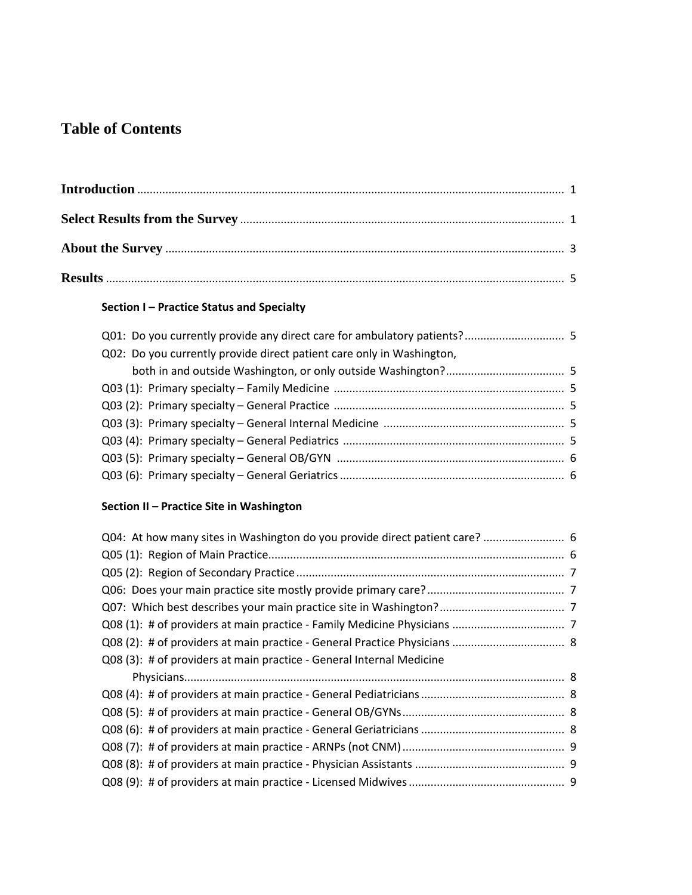# Table of Contents

**Introduction** ........................................................................................................................ 1

**Select Results from the Survey** ....................................................................................... 1

**About the Survey** ............................................................................................................... 3

**Results** .................................................................................................................................. 5

**Section I – Practice Status and Specialty**

Q01: Do you currently provide any direct care for ambulatory patients? ................................ 5
Q02: Do you currently provide direct patient care only in Washington, both in and outside Washington, or only outside Washington? ...................................... 5
Q03 (1): Primary specialty – Family Medicine .......................................................................... 5
Q03 (2): Primary specialty – General Practice .......................................................................... 5
Q03 (3): Primary specialty – General Internal Medicine .......................................................... 5
Q03 (4): Primary specialty – General Pediatrics ....................................................................... 5
Q03 (5): Primary specialty – General OB/GYN ......................................................................... 6
Q03 (6): Primary specialty – General Geriatrics ........................................................................ 6

**Section II – Practice Site in Washington**

Q04: At how many sites in Washington do you provide direct patient care? .......................... 6
Q05 (1): Region of Main Practice............................................................................................... 6
Q05 (2): Region of Secondary Practice ...................................................................................... 7
Q06: Does your main practice site mostly provide primary care? ............................................ 7
Q07: Which best describes your main practice site in Washington? ........................................ 7
Q08 (1): # of providers at main practice - Family Medicine Physicians .................................... 7
Q08 (2): # of providers at main practice - General Practice Physicians .................................... 8
Q08 (3): # of providers at main practice - General Internal Medicine Physicians......................................................................................................................... 8
Q08 (4): # of providers at main practice - General Pediatricians .............................................. 8
Q08 (5): # of providers at main practice - General OB/GYNs .................................................... 8
Q08 (6): # of providers at main practice - General Geriatricians .............................................. 8
Q08 (7): # of providers at main practice - ARNPs (not CNM) .................................................... 9
Q08 (8): # of providers at main practice - Physician Assistants ................................................ 9
Q08 (9): # of providers at main practice - Licensed Midwives .................................................. 9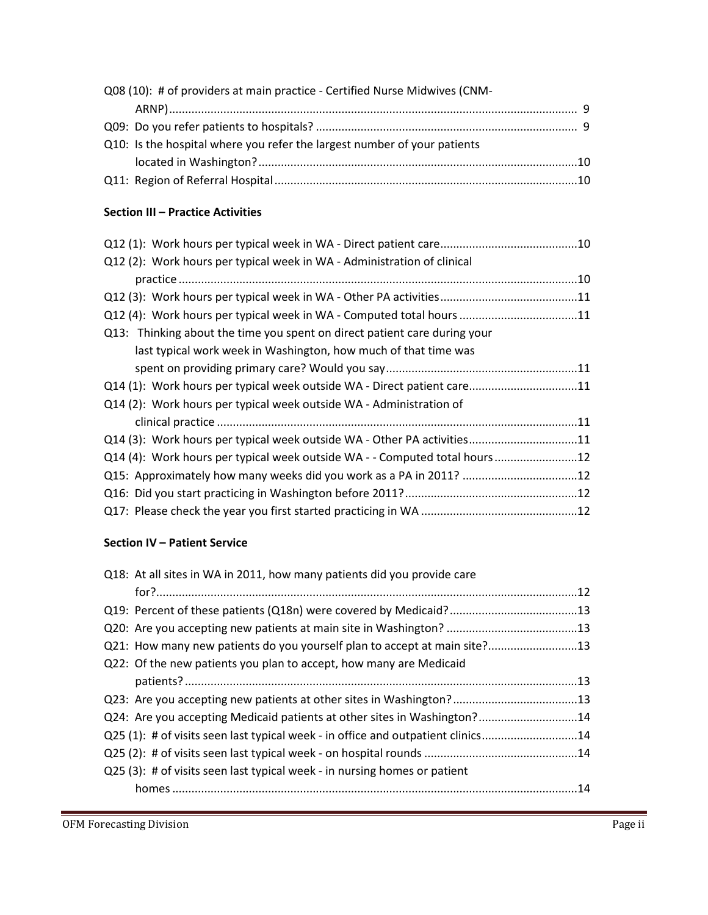Q08 (10): # of providers at main practice - Certified Nurse Midwives (CNM-ARNP)............................................................................................................... 9

Q09: Do you refer patients to hospitals? ................................................................................. 9

Q10: Is the hospital where you refer the largest number of your patients located in Washington?...................................................................................................10

Q11: Region of Referral Hospital..............................................................................................10

**Section III – Practice Activities**

Q12 (1): Work hours per typical week in WA - Direct patient care...........................................10

Q12 (2): Work hours per typical week in WA - Administration of clinical practice ............................................................................................................................10

Q12 (3): Work hours per typical week in WA - Other PA activities...........................................11

Q12 (4): Work hours per typical week in WA - Computed total hours .....................................11

Q13: Thinking about the time you spent on direct patient care during your last typical work week in Washington, how much of that time was spent on providing primary care? Would you say............................................................11

Q14 (1): Work hours per typical week outside WA - Direct patient care..................................11

Q14 (2): Work hours per typical week outside WA - Administration of clinical practice .................................................................................................................11

Q14 (3): Work hours per typical week outside WA - Other PA activities..................................11

Q14 (4): Work hours per typical week outside WA - - Computed total hours ..........................12

Q15: Approximately how many weeks did you work as a PA in 2011? ....................................12

Q16: Did you start practicing in Washington before 2011?......................................................12

Q17: Please check the year you first started practicing in WA .................................................12

**Section IV – Patient Service**

Q18: At all sites in WA in 2011, how many patients did you provide care for?....................................................................................................................................12

Q19: Percent of these patients (Q18n) were covered by Medicaid?........................................13

Q20: Are you accepting new patients at main site in Washington? .........................................13

Q21: How many new patients do you yourself plan to accept at main site?............................13

Q22: Of the new patients you plan to accept, how many are Medicaid patients?...........................................................................................................................13

Q23: Are you accepting new patients at other sites in Washington?.......................................13

Q24: Are you accepting Medicaid patients at other sites in Washington?...............................14

Q25 (1): # of visits seen last typical week - in office and outpatient clinics..............................14

Q25 (2): # of visits seen last typical week - on hospital rounds ................................................14

Q25 (3): # of visits seen last typical week - in nursing homes or patient homes ..............................................................................................................................14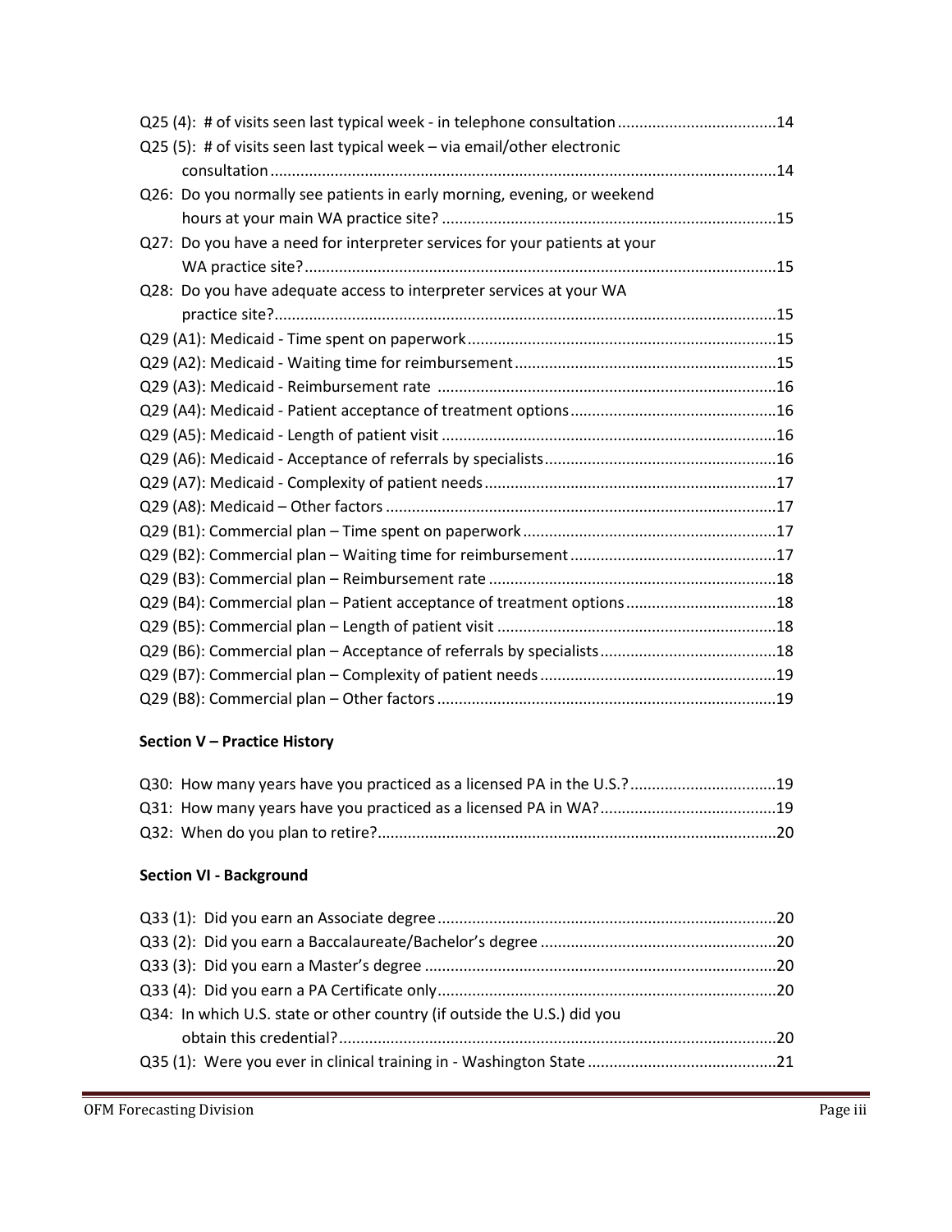Q25 (4): # of visits seen last typical week - in telephone consultation .....................................14
Q25 (5): # of visits seen last typical week – via email/other electronic consultation ....................................................................................................................14
Q26: Do you normally see patients in early morning, evening, or weekend hours at your main WA practice site? .............................................................................15
Q27: Do you have a need for interpreter services for your patients at your WA practice site? ............................................................................................................15
Q28: Do you have adequate access to interpreter services at your WA practice site? ...................................................................................................................15
Q29 (A1): Medicaid - Time spent on paperwork ........................................................................15
Q29 (A2): Medicaid - Waiting time for reimbursement .............................................................15
Q29 (A3): Medicaid - Reimbursement rate ...............................................................................16
Q29 (A4): Medicaid - Patient acceptance of treatment options ................................................16
Q29 (A5): Medicaid - Length of patient visit .............................................................................16
Q29 (A6): Medicaid - Acceptance of referrals by specialists ......................................................16
Q29 (A7): Medicaid - Complexity of patient needs ....................................................................17
Q29 (A8): Medicaid – Other factors ..........................................................................................17
Q29 (B1): Commercial plan – Time spent on paperwork ...........................................................17
Q29 (B2): Commercial plan – Waiting time for reimbursement ................................................17
Q29 (B3): Commercial plan – Reimbursement rate ...................................................................18
Q29 (B4): Commercial plan – Patient acceptance of treatment options ...................................18
Q29 (B5): Commercial plan – Length of patient visit .................................................................18
Q29 (B6): Commercial plan – Acceptance of referrals by specialists .........................................18
Q29 (B7): Commercial plan – Complexity of patient needs .......................................................19
Q29 (B8): Commercial plan – Other factors ..............................................................................19

**Section V – Practice History**

Q30: How many years have you practiced as a licensed PA in the U.S.? ..................................19
Q31: How many years have you practiced as a licensed PA in WA? .........................................19
Q32: When do you plan to retire? ............................................................................................20

**Section VI - Background**

Q33 (1): Did you earn an Associate degree ..............................................................................20
Q33 (2): Did you earn a Baccalaureate/Bachelor's degree .......................................................20
Q33 (3): Did you earn a Master's degree .................................................................................20
Q33 (4): Did you earn a PA Certificate only ..............................................................................20
Q34: In which U.S. state or other country (if outside the U.S.) did you obtain this credential? .....................................................................................................20
Q35 (1): Were you ever in clinical training in - Washington State ............................................21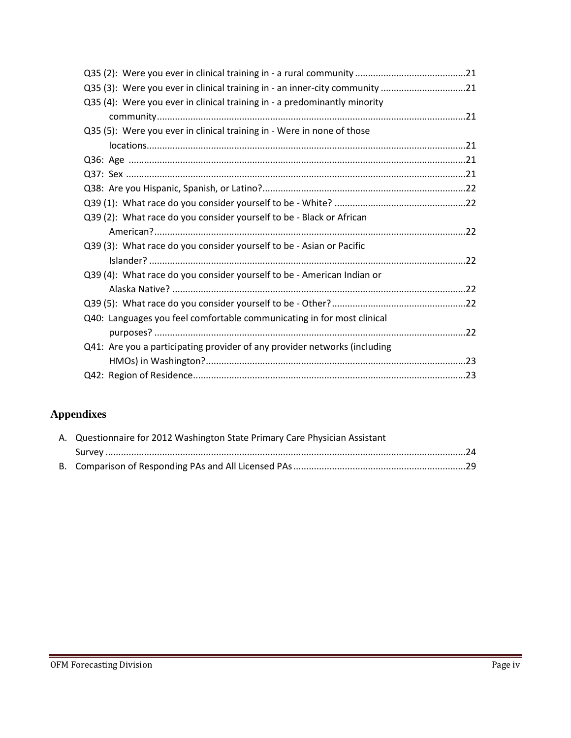Q35 (2): Were you ever in clinical training in - a rural community ....................21

Q35 (3): Were you ever in clinical training in - an inner-city community ....................21

Q35 (4): Were you ever in clinical training in - a predominantly minority community....................21

Q35 (5): Were you ever in clinical training in - Were in none of those locations....................21

Q36: Age ....................21

Q37: Sex ....................21

Q38: Are you Hispanic, Spanish, or Latino?....................22

Q39 (1): What race do you consider yourself to be - White? ....................22

Q39 (2): What race do you consider yourself to be - Black or African American?....................22

Q39 (3): What race do you consider yourself to be - Asian or Pacific Islander? ....................22

Q39 (4): What race do you consider yourself to be - American Indian or Alaska Native? ....................22

Q39 (5): What race do you consider yourself to be - Other?....................22

Q40: Languages you feel comfortable communicating in for most clinical purposes? ....................22

Q41: Are you a participating provider of any provider networks (including HMOs) in Washington?....................23

Q42: Region of Residence....................23

## Appendixes

A. Questionnaire for 2012 Washington State Primary Care Physician Assistant Survey ....................24

B. Comparison of Responding PAs and All Licensed PAs....................29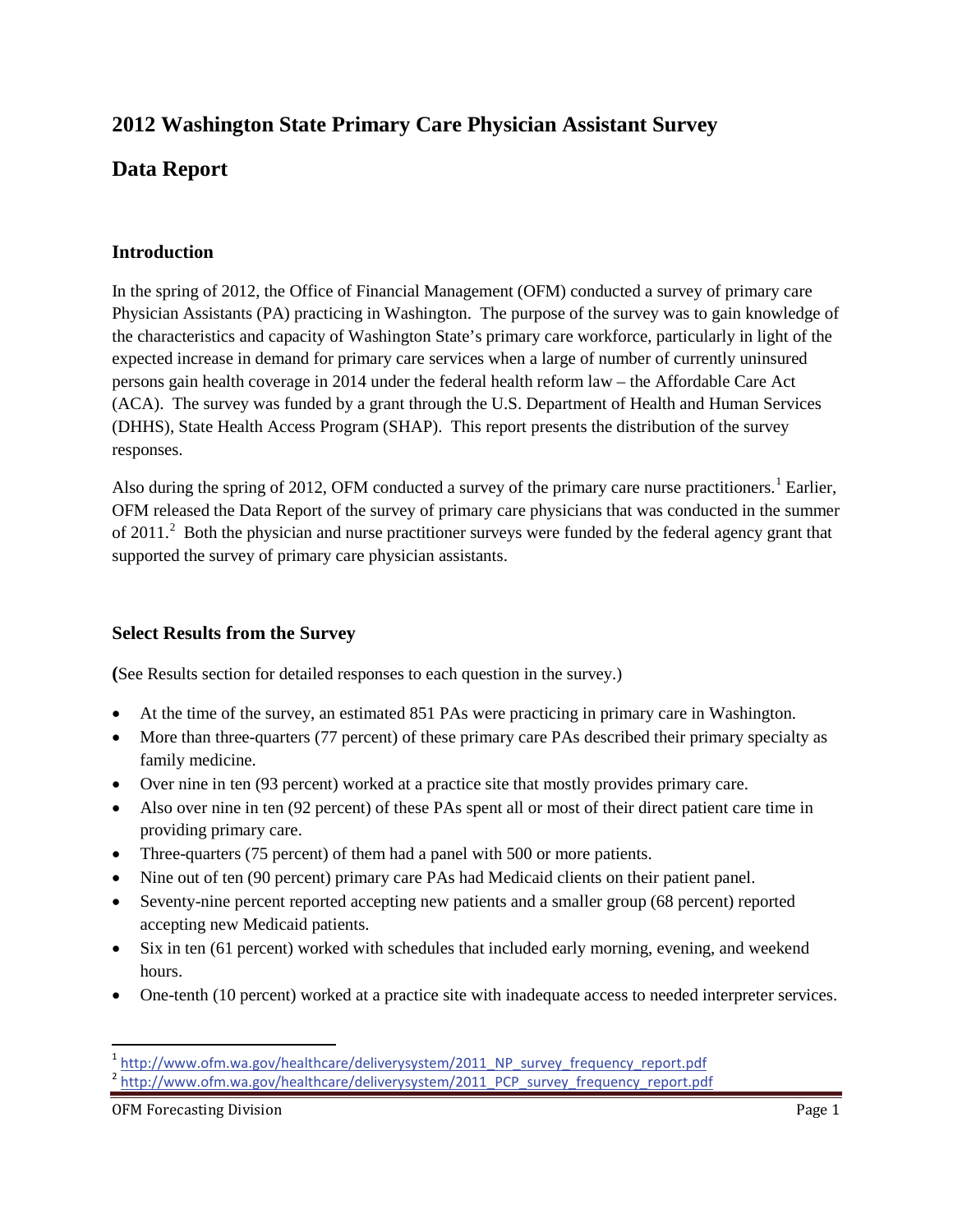# 2012 Washington State Primary Care Physician Assistant Survey

# Data Report

## Introduction

In the spring of 2012, the Office of Financial Management (OFM) conducted a survey of primary care Physician Assistants (PA) practicing in Washington. The purpose of the survey was to gain knowledge of the characteristics and capacity of Washington State's primary care workforce, particularly in light of the expected increase in demand for primary care services when a large of number of currently uninsured persons gain health coverage in 2014 under the federal health reform law – the Affordable Care Act (ACA). The survey was funded by a grant through the U.S. Department of Health and Human Services (DHHS), State Health Access Program (SHAP). This report presents the distribution of the survey responses.

Also during the spring of 2012, OFM conducted a survey of the primary care nurse practitioners.[1] Earlier, OFM released the Data Report of the survey of primary care physicians that was conducted in the summer of 2011.[2] Both the physician and nurse practitioner surveys were funded by the federal agency grant that supported the survey of primary care physician assistants.

## Select Results from the Survey

**(**See Results section for detailed responses to each question in the survey.)

- At the time of the survey, an estimated 851 PAs were practicing in primary care in Washington.
- More than three-quarters (77 percent) of these primary care PAs described their primary specialty as family medicine.
- Over nine in ten (93 percent) worked at a practice site that mostly provides primary care.
- Also over nine in ten (92 percent) of these PAs spent all or most of their direct patient care time in providing primary care.
- Three-quarters (75 percent) of them had a panel with 500 or more patients.
- Nine out of ten (90 percent) primary care PAs had Medicaid clients on their patient panel.
- Seventy-nine percent reported accepting new patients and a smaller group (68 percent) reported accepting new Medicaid patients.
- Six in ten (61 percent) worked with schedules that included early morning, evening, and weekend hours.
- One-tenth (10 percent) worked at a practice site with inadequate access to needed interpreter services.

---

[1] http://www.ofm.wa.gov/healthcare/deliverysystem/2011_NP_survey_frequency_report.pdf

[2] http://www.ofm.wa.gov/healthcare/deliverysystem/2011_PCP_survey_frequency_report.pdf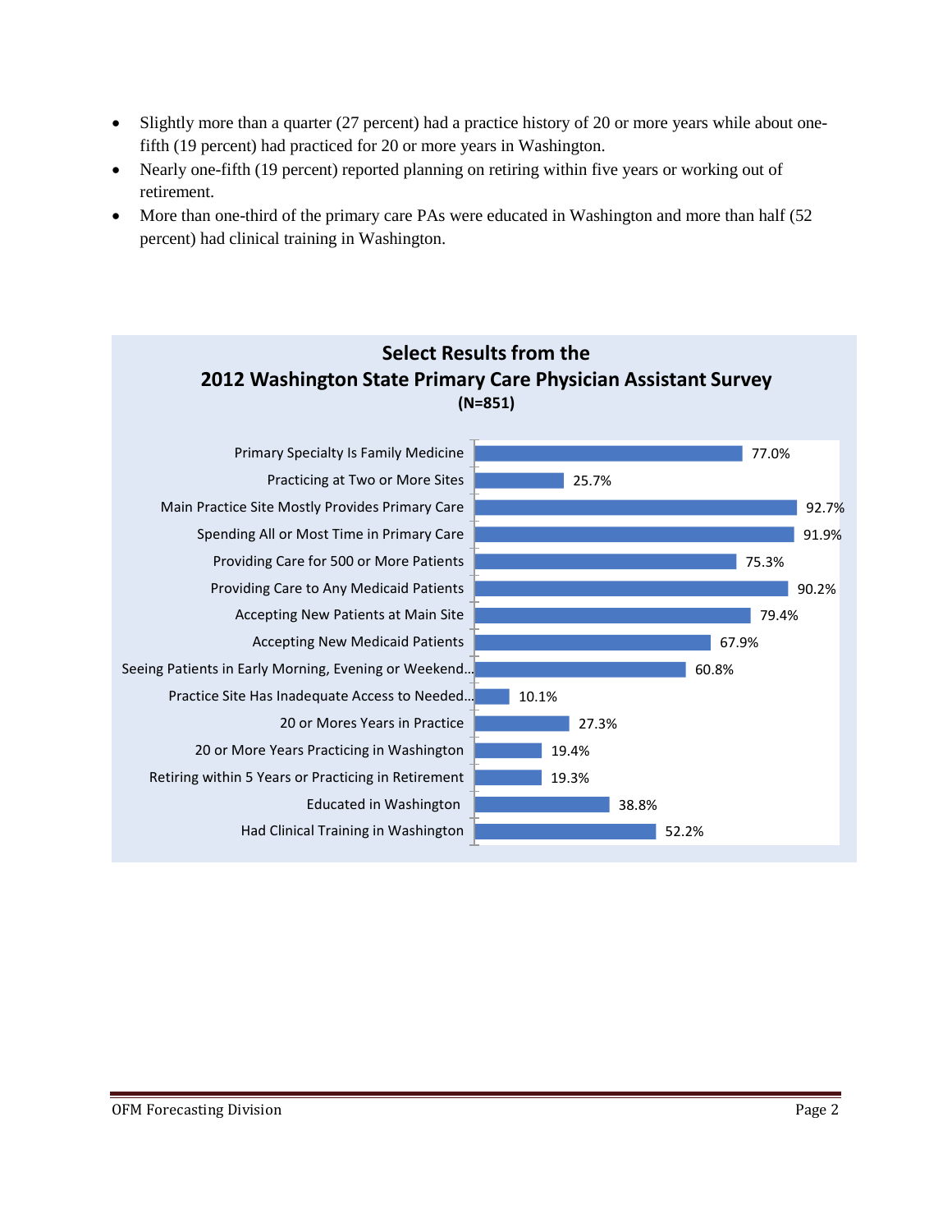- Slightly more than a quarter (27 percent) had a practice history of 20 or more years while about one-fifth (19 percent) had practiced for 20 or more years in Washington.
- Nearly one-fifth (19 percent) reported planning on retiring within five years or working out of retirement.
- More than one-third of the primary care PAs were educated in Washington and more than half (52 percent) had clinical training in Washington.

**Select Results from the 2012 Washington State Primary Care Physician Assistant Survey (N=851)**

| Measure | Percent |
| --- | --- |
| Primary Specialty Is Family Medicine | 77.0% |
| Practicing at Two or More Sites | 25.7% |
| Main Practice Site Mostly Provides Primary Care | 92.7% |
| Spending All or Most Time in Primary Care | 91.9% |
| Providing Care for 500 or More Patients | 75.3% |
| Providing Care to Any Medicaid Patients | 90.2% |
| Accepting New Patients at Main Site | 79.4% |
| Accepting New Medicaid Patients | 67.9% |
| Seeing Patients in Early Morning, Evening or Weekend… | 60.8% |
| Practice Site Has Inadequate Access to Needed… | 10.1% |
| 20 or Mores Years in Practice | 27.3% |
| 20 or More Years Practicing in Washington | 19.4% |
| Retiring within 5 Years or Practicing in Retirement | 19.3% |
| Educated in Washington | 38.8% |
| Had Clinical Training in Washington | 52.2% |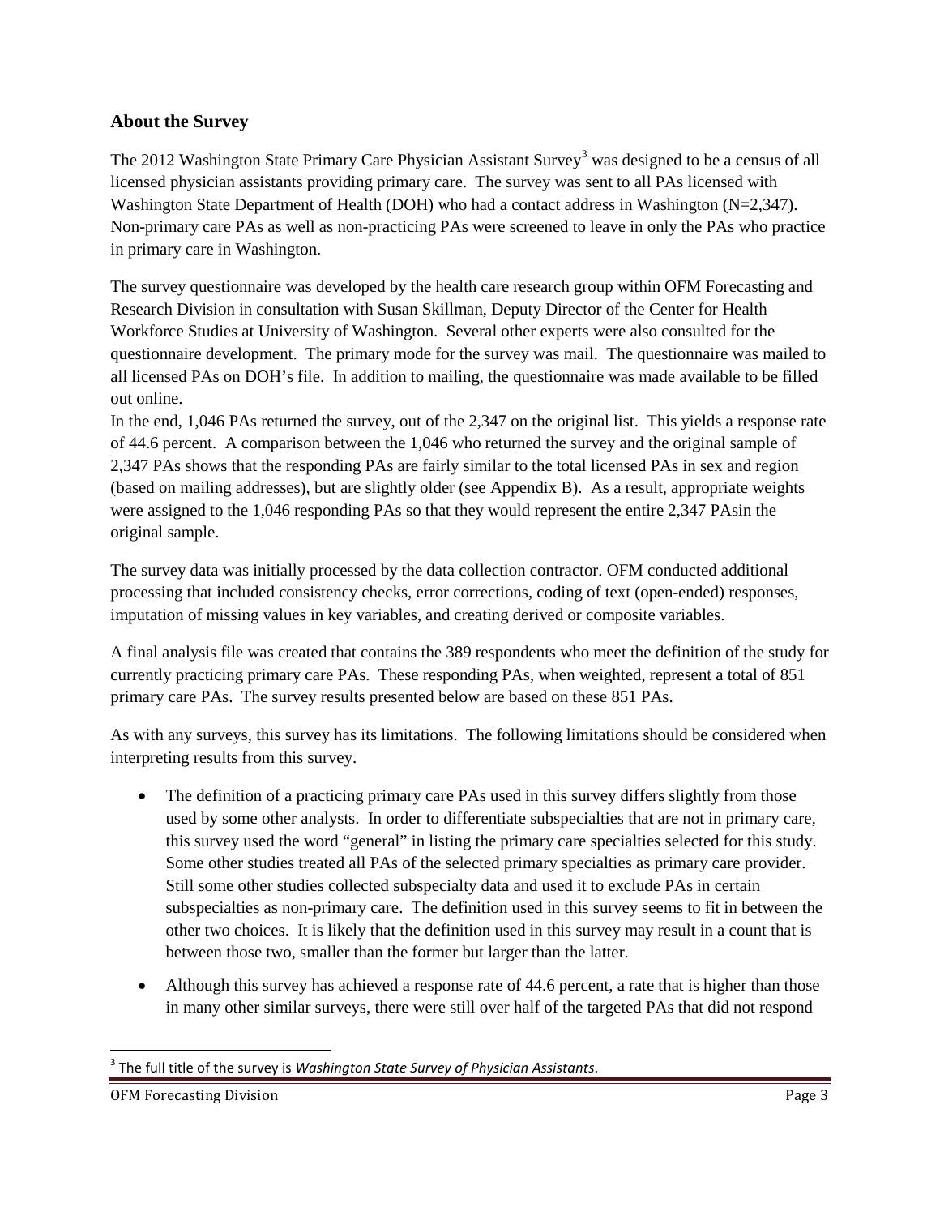## About the Survey

The 2012 Washington State Primary Care Physician Assistant Survey[3] was designed to be a census of all licensed physician assistants providing primary care. The survey was sent to all PAs licensed with Washington State Department of Health (DOH) who had a contact address in Washington (N=2,347). Non-primary care PAs as well as non-practicing PAs were screened to leave in only the PAs who practice in primary care in Washington.

The survey questionnaire was developed by the health care research group within OFM Forecasting and Research Division in consultation with Susan Skillman, Deputy Director of the Center for Health Workforce Studies at University of Washington. Several other experts were also consulted for the questionnaire development. The primary mode for the survey was mail. The questionnaire was mailed to all licensed PAs on DOH's file. In addition to mailing, the questionnaire was made available to be filled out online.

In the end, 1,046 PAs returned the survey, out of the 2,347 on the original list. This yields a response rate of 44.6 percent. A comparison between the 1,046 who returned the survey and the original sample of 2,347 PAs shows that the responding PAs are fairly similar to the total licensed PAs in sex and region (based on mailing addresses), but are slightly older (see Appendix B). As a result, appropriate weights were assigned to the 1,046 responding PAs so that they would represent the entire 2,347 PAsin the original sample.

The survey data was initially processed by the data collection contractor. OFM conducted additional processing that included consistency checks, error corrections, coding of text (open-ended) responses, imputation of missing values in key variables, and creating derived or composite variables.

A final analysis file was created that contains the 389 respondents who meet the definition of the study for currently practicing primary care PAs. These responding PAs, when weighted, represent a total of 851 primary care PAs. The survey results presented below are based on these 851 PAs.

As with any surveys, this survey has its limitations. The following limitations should be considered when interpreting results from this survey.

- The definition of a practicing primary care PAs used in this survey differs slightly from those used by some other analysts. In order to differentiate subspecialties that are not in primary care, this survey used the word "general" in listing the primary care specialties selected for this study. Some other studies treated all PAs of the selected primary specialties as primary care provider. Still some other studies collected subspecialty data and used it to exclude PAs in certain subspecialties as non-primary care. The definition used in this survey seems to fit in between the other two choices. It is likely that the definition used in this survey may result in a count that is between those two, smaller than the former but larger than the latter.
- Although this survey has achieved a response rate of 44.6 percent, a rate that is higher than those in many other similar surveys, there were still over half of the targeted PAs that did not respond

[3] The full title of the survey is *Washington State Survey of Physician Assistants*.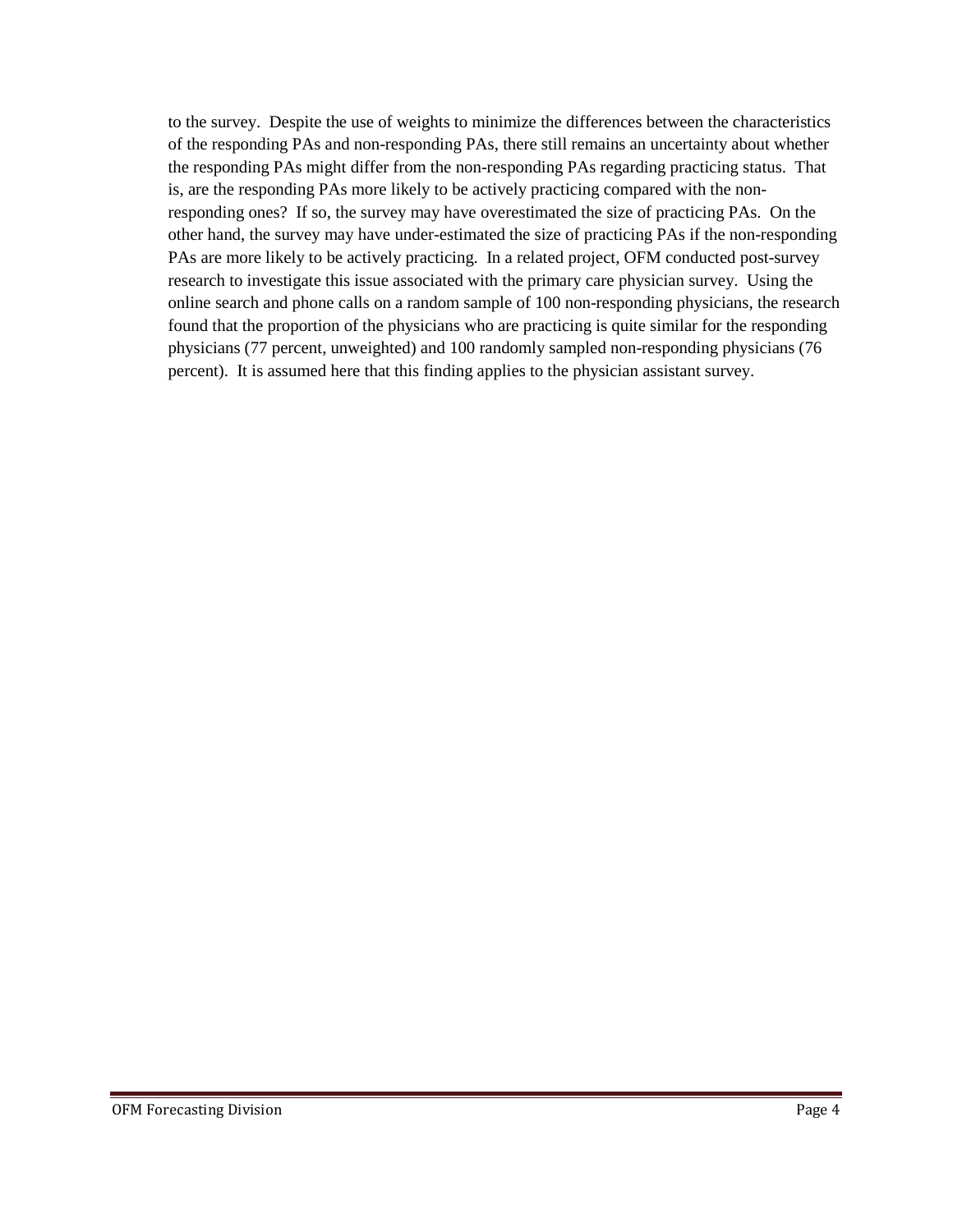to the survey. Despite the use of weights to minimize the differences between the characteristics of the responding PAs and non-responding PAs, there still remains an uncertainty about whether the responding PAs might differ from the non-responding PAs regarding practicing status. That is, are the responding PAs more likely to be actively practicing compared with the non-responding ones? If so, the survey may have overestimated the size of practicing PAs. On the other hand, the survey may have under-estimated the size of practicing PAs if the non-responding PAs are more likely to be actively practicing. In a related project, OFM conducted post-survey research to investigate this issue associated with the primary care physician survey. Using the online search and phone calls on a random sample of 100 non-responding physicians, the research found that the proportion of the physicians who are practicing is quite similar for the responding physicians (77 percent, unweighted) and 100 randomly sampled non-responding physicians (76 percent). It is assumed here that this finding applies to the physician assistant survey.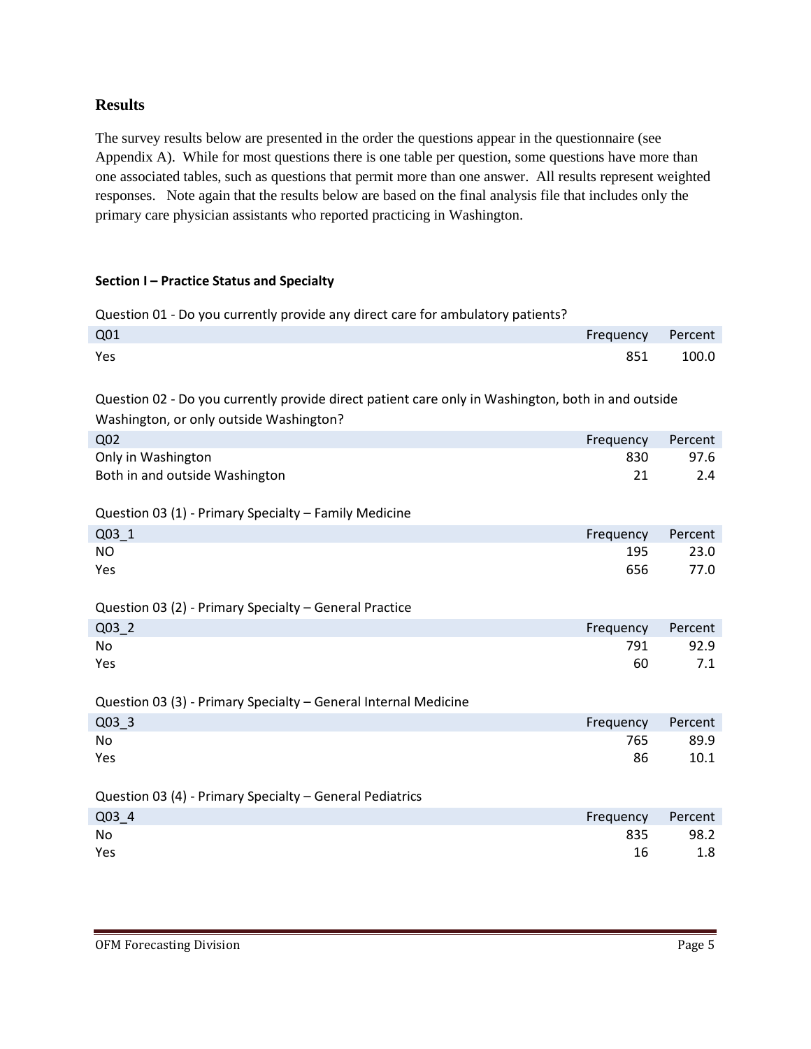## Results

The survey results below are presented in the order the questions appear in the questionnaire (see Appendix A). While for most questions there is one table per question, some questions have more than one associated tables, such as questions that permit more than one answer. All results represent weighted responses. Note again that the results below are based on the final analysis file that includes only the primary care physician assistants who reported practicing in Washington.

### Section I – Practice Status and Specialty

Question 01 - Do you currently provide any direct care for ambulatory patients?

| Q01 | Frequency | Percent |
|---|---|---|
| Yes | 851 | 100.0 |

Question 02 - Do you currently provide direct patient care only in Washington, both in and outside Washington, or only outside Washington?

| Q02 | Frequency | Percent |
|---|---|---|
| Only in Washington | 830 | 97.6 |
| Both in and outside Washington | 21 | 2.4 |

Question 03 (1) - Primary Specialty – Family Medicine

| Q03_1 | Frequency | Percent |
|---|---|---|
| NO | 195 | 23.0 |
| Yes | 656 | 77.0 |

Question 03 (2) - Primary Specialty – General Practice

| Q03_2 | Frequency | Percent |
|---|---|---|
| No | 791 | 92.9 |
| Yes | 60 | 7.1 |

Question 03 (3) - Primary Specialty – General Internal Medicine

| Q03_3 | Frequency | Percent |
|---|---|---|
| No | 765 | 89.9 |
| Yes | 86 | 10.1 |

Question 03 (4) - Primary Specialty – General Pediatrics

| Q03_4 | Frequency | Percent |
|---|---|---|
| No | 835 | 98.2 |
| Yes | 16 | 1.8 |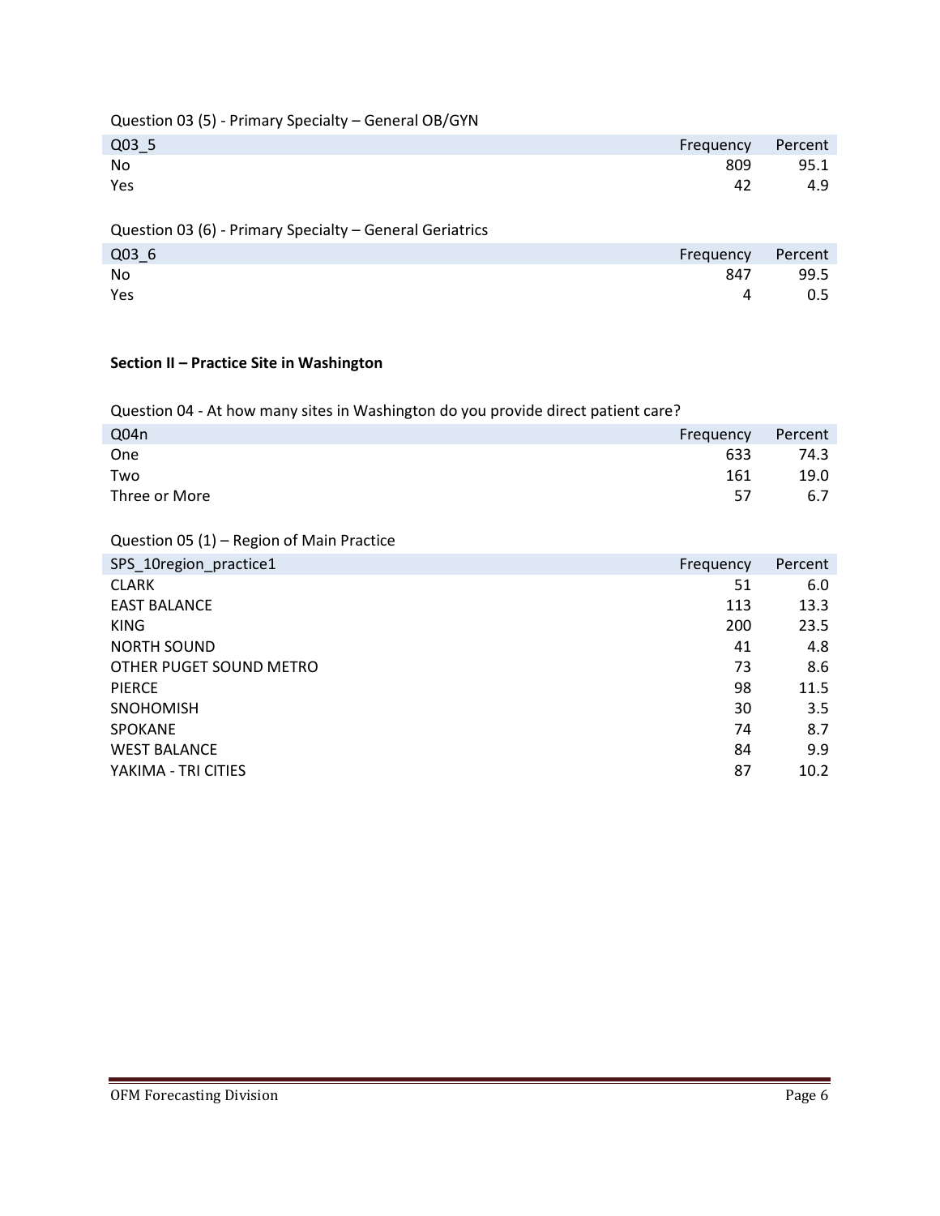Question 03 (5) - Primary Specialty – General OB/GYN

| Q03_5 | Frequency | Percent |
|---|---|---|
| No | 809 | 95.1 |
| Yes | 42 | 4.9 |

Question 03 (6) - Primary Specialty – General Geriatrics

| Q03_6 | Frequency | Percent |
|---|---|---|
| No | 847 | 99.5 |
| Yes | 4 | 0.5 |

**Section II – Practice Site in Washington**

Question 04 - At how many sites in Washington do you provide direct patient care?

| Q04n | Frequency | Percent |
|---|---|---|
| One | 633 | 74.3 |
| Two | 161 | 19.0 |
| Three or More | 57 | 6.7 |

Question 05 (1) – Region of Main Practice

| SPS_10region_practice1 | Frequency | Percent |
|---|---|---|
| CLARK | 51 | 6.0 |
| EAST BALANCE | 113 | 13.3 |
| KING | 200 | 23.5 |
| NORTH SOUND | 41 | 4.8 |
| OTHER PUGET SOUND METRO | 73 | 8.6 |
| PIERCE | 98 | 11.5 |
| SNOHOMISH | 30 | 3.5 |
| SPOKANE | 74 | 8.7 |
| WEST BALANCE | 84 | 9.9 |
| YAKIMA - TRI CITIES | 87 | 10.2 |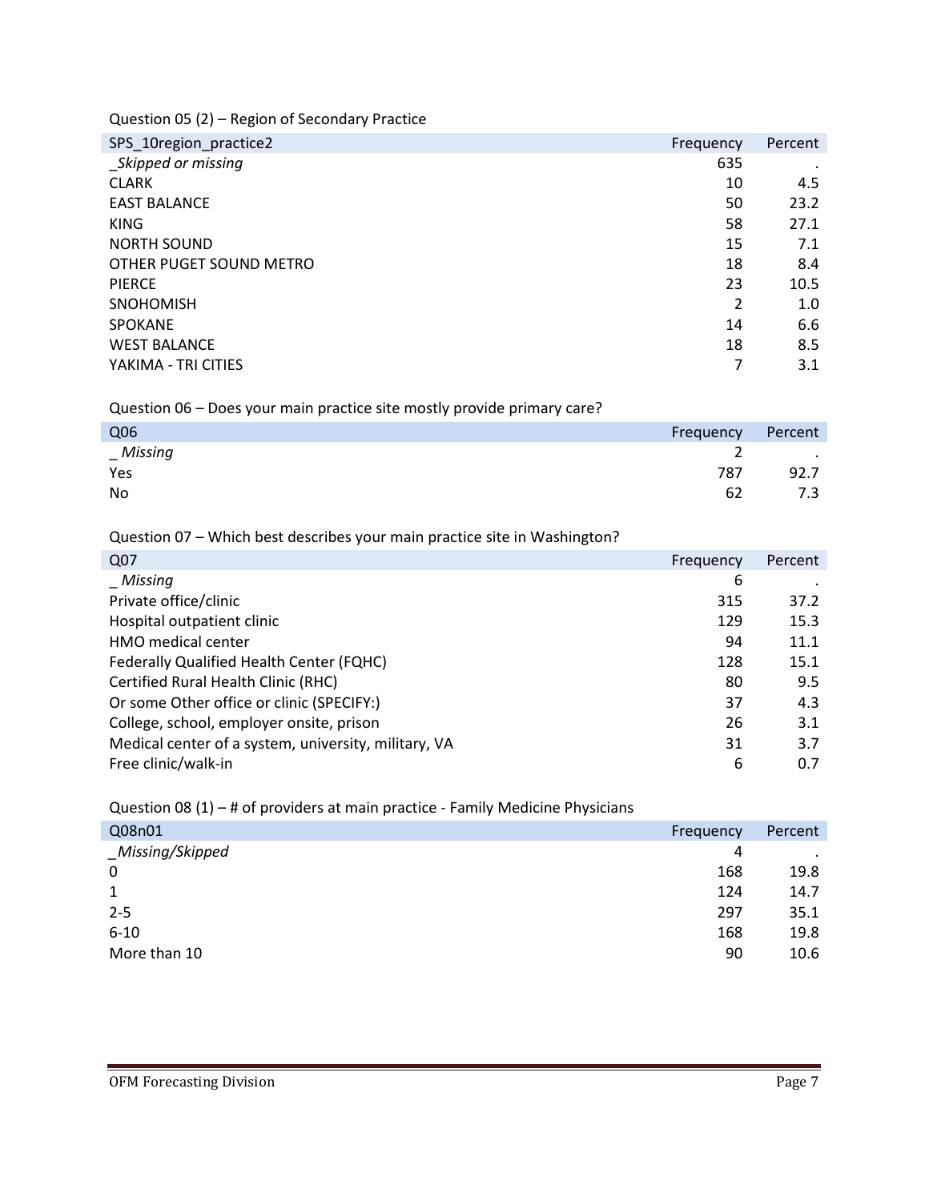Question 05 (2) – Region of Secondary Practice

| SPS_10region_practice2 | Frequency | Percent |
|---|---|---|
| _Skipped or missing | 635 | . |
| CLARK | 10 | 4.5 |
| EAST BALANCE | 50 | 23.2 |
| KING | 58 | 27.1 |
| NORTH SOUND | 15 | 7.1 |
| OTHER PUGET SOUND METRO | 18 | 8.4 |
| PIERCE | 23 | 10.5 |
| SNOHOMISH | 2 | 1.0 |
| SPOKANE | 14 | 6.6 |
| WEST BALANCE | 18 | 8.5 |
| YAKIMA - TRI CITIES | 7 | 3.1 |

Question 06 – Does your main practice site mostly provide primary care?

| Q06 | Frequency | Percent |
|---|---|---|
| _ Missing | 2 | . |
| Yes | 787 | 92.7 |
| No | 62 | 7.3 |

Question 07 – Which best describes your main practice site in Washington?

| Q07 | Frequency | Percent |
|---|---|---|
| _ Missing | 6 | . |
| Private office/clinic | 315 | 37.2 |
| Hospital outpatient clinic | 129 | 15.3 |
| HMO medical center | 94 | 11.1 |
| Federally Qualified Health Center (FQHC) | 128 | 15.1 |
| Certified Rural Health Clinic (RHC) | 80 | 9.5 |
| Or some Other office or clinic (SPECIFY:) | 37 | 4.3 |
| College, school, employer onsite, prison | 26 | 3.1 |
| Medical center of a system, university, military, VA | 31 | 3.7 |
| Free clinic/walk-in | 6 | 0.7 |

Question 08 (1) – # of providers at main practice - Family Medicine Physicians

| Q08n01 | Frequency | Percent |
|---|---|---|
| _Missing/Skipped | 4 | . |
| 0 | 168 | 19.8 |
| 1 | 124 | 14.7 |
| 2-5 | 297 | 35.1 |
| 6-10 | 168 | 19.8 |
| More than 10 | 90 | 10.6 |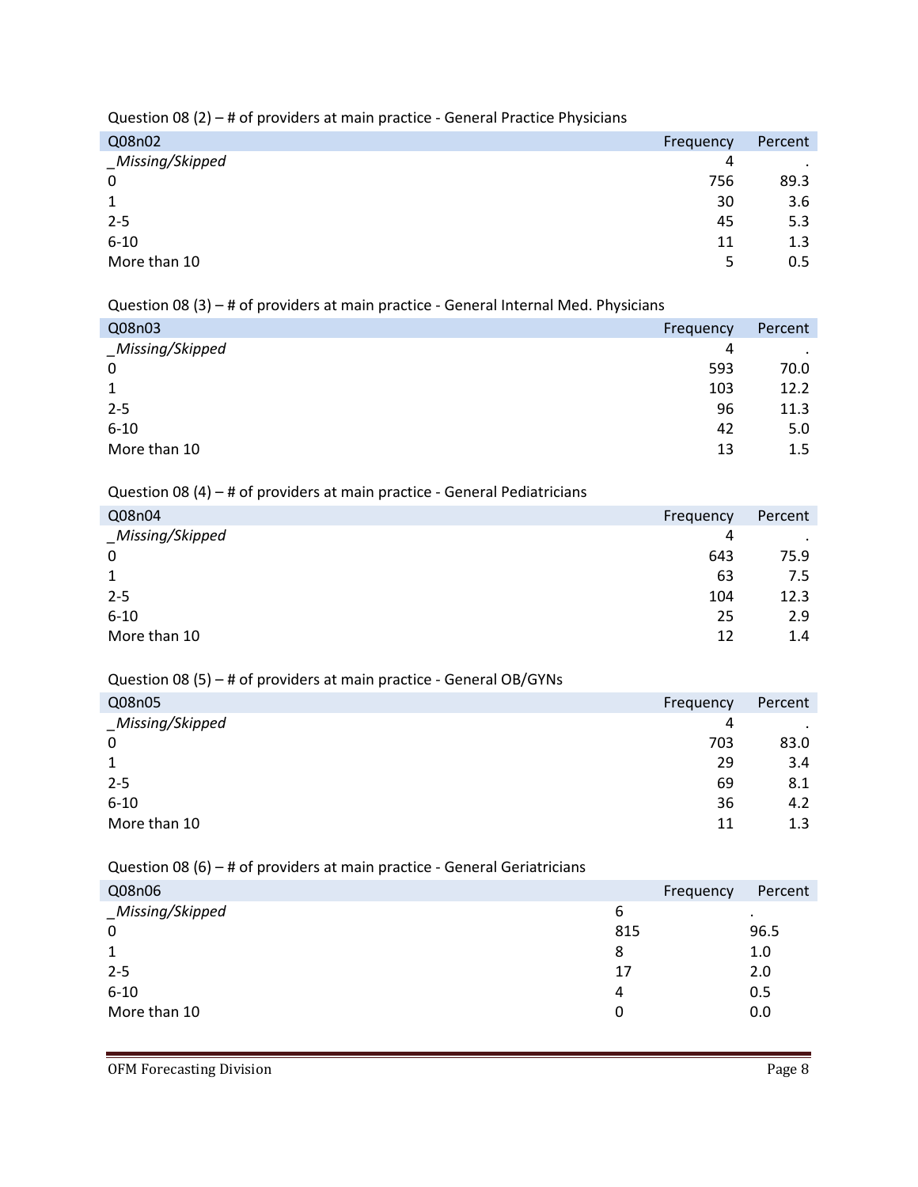Question 08 (2) – # of providers at main practice - General Practice Physicians

| Q08n02 | Frequency | Percent |
|---|---|---|
| _Missing/Skipped | 4 | . |
| 0 | 756 | 89.3 |
| 1 | 30 | 3.6 |
| 2-5 | 45 | 5.3 |
| 6-10 | 11 | 1.3 |
| More than 10 | 5 | 0.5 |

Question 08 (3) – # of providers at main practice - General Internal Med. Physicians

| Q08n03 | Frequency | Percent |
|---|---|---|
| _Missing/Skipped | 4 | . |
| 0 | 593 | 70.0 |
| 1 | 103 | 12.2 |
| 2-5 | 96 | 11.3 |
| 6-10 | 42 | 5.0 |
| More than 10 | 13 | 1.5 |

Question 08 (4) – # of providers at main practice - General Pediatricians

| Q08n04 | Frequency | Percent |
|---|---|---|
| _Missing/Skipped | 4 | . |
| 0 | 643 | 75.9 |
| 1 | 63 | 7.5 |
| 2-5 | 104 | 12.3 |
| 6-10 | 25 | 2.9 |
| More than 10 | 12 | 1.4 |

Question 08 (5) – # of providers at main practice - General OB/GYNs

| Q08n05 | Frequency | Percent |
|---|---|---|
| _Missing/Skipped | 4 | . |
| 0 | 703 | 83.0 |
| 1 | 29 | 3.4 |
| 2-5 | 69 | 8.1 |
| 6-10 | 36 | 4.2 |
| More than 10 | 11 | 1.3 |

Question 08 (6) – # of providers at main practice - General Geriatricians

| Q08n06 | Frequency | Percent |
|---|---|---|
| _Missing/Skipped | 6 | . |
| 0 | 815 | 96.5 |
| 1 | 8 | 1.0 |
| 2-5 | 17 | 2.0 |
| 6-10 | 4 | 0.5 |
| More than 10 | 0 | 0.0 |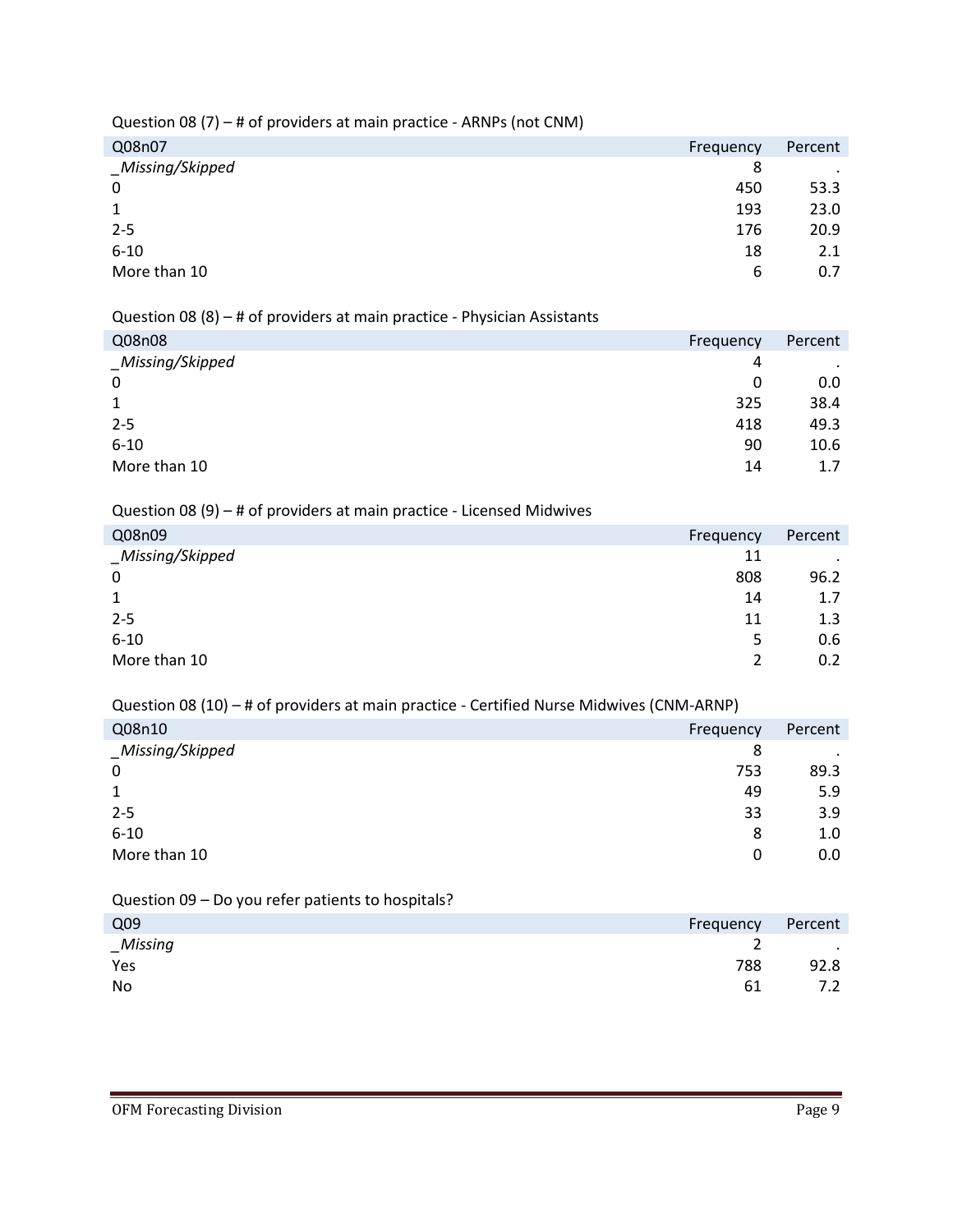Question 08 (7) – # of providers at main practice - ARNPs (not CNM)

| Q08n07 | Frequency | Percent |
|---|---|---|
| _Missing/Skipped | 8 | . |
| 0 | 450 | 53.3 |
| 1 | 193 | 23.0 |
| 2-5 | 176 | 20.9 |
| 6-10 | 18 | 2.1 |
| More than 10 | 6 | 0.7 |

Question 08 (8) – # of providers at main practice - Physician Assistants

| Q08n08 | Frequency | Percent |
|---|---|---|
| _Missing/Skipped | 4 | . |
| 0 | 0 | 0.0 |
| 1 | 325 | 38.4 |
| 2-5 | 418 | 49.3 |
| 6-10 | 90 | 10.6 |
| More than 10 | 14 | 1.7 |

Question 08 (9) – # of providers at main practice - Licensed Midwives

| Q08n09 | Frequency | Percent |
|---|---|---|
| _Missing/Skipped | 11 | . |
| 0 | 808 | 96.2 |
| 1 | 14 | 1.7 |
| 2-5 | 11 | 1.3 |
| 6-10 | 5 | 0.6 |
| More than 10 | 2 | 0.2 |

Question 08 (10) – # of providers at main practice - Certified Nurse Midwives (CNM-ARNP)

| Q08n10 | Frequency | Percent |
|---|---|---|
| _Missing/Skipped | 8 | . |
| 0 | 753 | 89.3 |
| 1 | 49 | 5.9 |
| 2-5 | 33 | 3.9 |
| 6-10 | 8 | 1.0 |
| More than 10 | 0 | 0.0 |

Question 09 – Do you refer patients to hospitals?

| Q09 | Frequency | Percent |
|---|---|---|
| _Missing | 2 | . |
| Yes | 788 | 92.8 |
| No | 61 | 7.2 |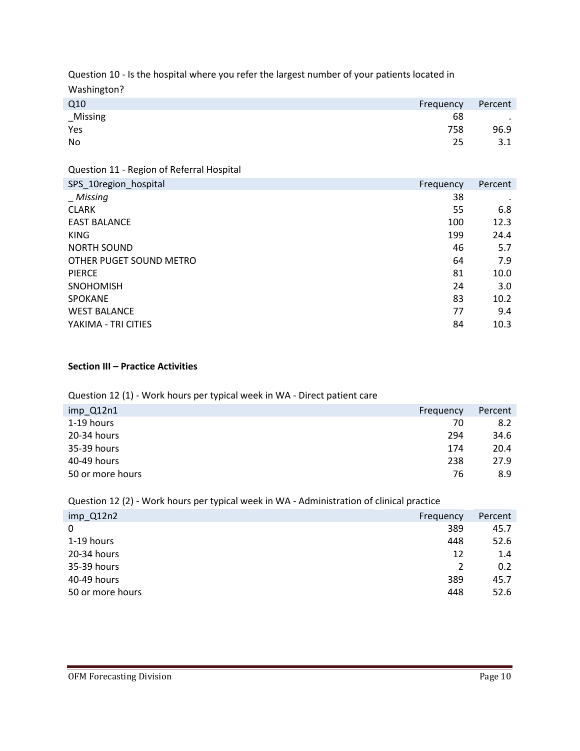Question 10 - Is the hospital where you refer the largest number of your patients located in Washington?

| Q10 | Frequency | Percent |
|---|---|---|
| _Missing | 68 | . |
| Yes | 758 | 96.9 |
| No | 25 | 3.1 |

Question 11 - Region of Referral Hospital

| SPS_10region_hospital | Frequency | Percent |
|---|---|---|
| _ *Missing* | 38 | . |
| CLARK | 55 | 6.8 |
| EAST BALANCE | 100 | 12.3 |
| KING | 199 | 24.4 |
| NORTH SOUND | 46 | 5.7 |
| OTHER PUGET SOUND METRO | 64 | 7.9 |
| PIERCE | 81 | 10.0 |
| SNOHOMISH | 24 | 3.0 |
| SPOKANE | 83 | 10.2 |
| WEST BALANCE | 77 | 9.4 |
| YAKIMA - TRI CITIES | 84 | 10.3 |

**Section III – Practice Activities**

Question 12 (1) - Work hours per typical week in WA - Direct patient care

| imp_Q12n1 | Frequency | Percent |
|---|---|---|
| 1-19 hours | 70 | 8.2 |
| 20-34 hours | 294 | 34.6 |
| 35-39 hours | 174 | 20.4 |
| 40-49 hours | 238 | 27.9 |
| 50 or more hours | 76 | 8.9 |

Question 12 (2) - Work hours per typical week in WA - Administration of clinical practice

| imp_Q12n2 | Frequency | Percent |
|---|---|---|
| 0 | 389 | 45.7 |
| 1-19 hours | 448 | 52.6 |
| 20-34 hours | 12 | 1.4 |
| 35-39 hours | 2 | 0.2 |
| 40-49 hours | 389 | 45.7 |
| 50 or more hours | 448 | 52.6 |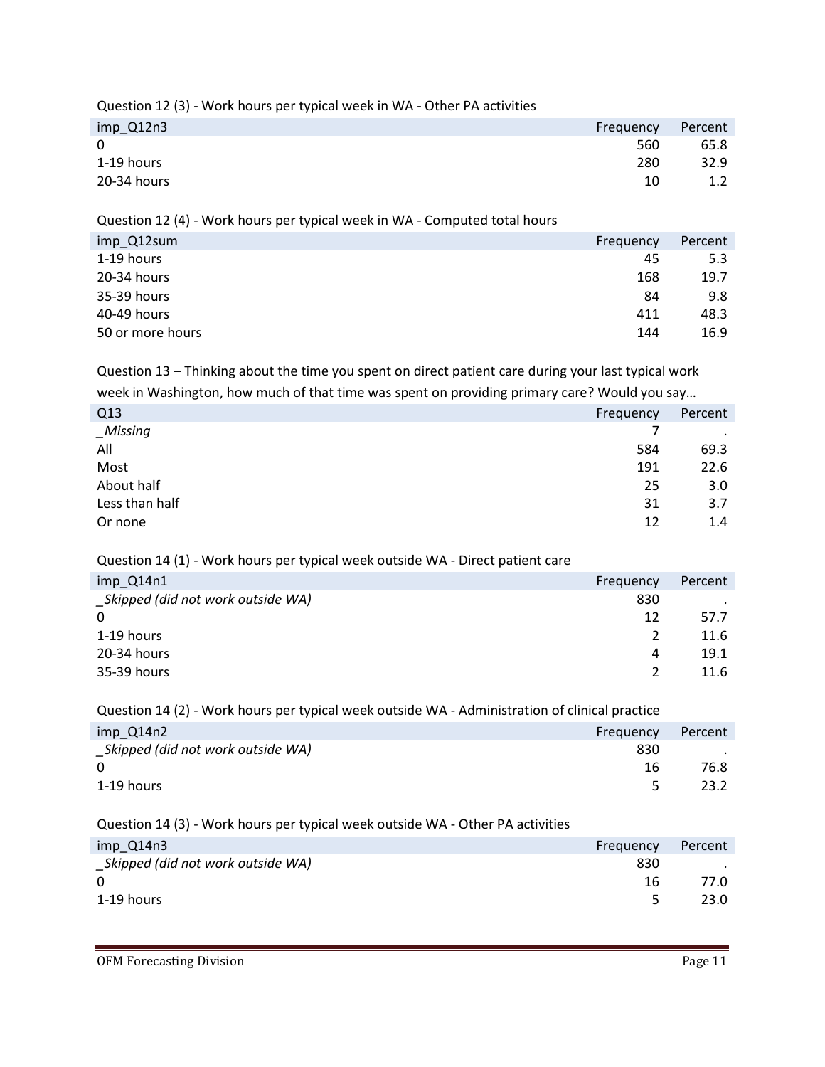Question 12 (3) - Work hours per typical week in WA - Other PA activities

| imp_Q12n3 | Frequency | Percent |
|---|---|---|
| 0 | 560 | 65.8 |
| 1-19 hours | 280 | 32.9 |
| 20-34 hours | 10 | 1.2 |

Question 12 (4) - Work hours per typical week in WA - Computed total hours

| imp_Q12sum | Frequency | Percent |
|---|---|---|
| 1-19 hours | 45 | 5.3 |
| 20-34 hours | 168 | 19.7 |
| 35-39 hours | 84 | 9.8 |
| 40-49 hours | 411 | 48.3 |
| 50 or more hours | 144 | 16.9 |

Question 13 – Thinking about the time you spent on direct patient care during your last typical work week in Washington, how much of that time was spent on providing primary care? Would you say…

| Q13 | Frequency | Percent |
|---|---|---|
| *_Missing* | 7 | . |
| All | 584 | 69.3 |
| Most | 191 | 22.6 |
| About half | 25 | 3.0 |
| Less than half | 31 | 3.7 |
| Or none | 12 | 1.4 |

Question 14 (1) - Work hours per typical week outside WA - Direct patient care

| imp_Q14n1 | Frequency | Percent |
|---|---|---|
| *_Skipped (did not work outside WA)* | 830 | . |
| 0 | 12 | 57.7 |
| 1-19 hours | 2 | 11.6 |
| 20-34 hours | 4 | 19.1 |
| 35-39 hours | 2 | 11.6 |

Question 14 (2) - Work hours per typical week outside WA - Administration of clinical practice

| imp_Q14n2 | Frequency | Percent |
|---|---|---|
| *_Skipped (did not work outside WA)* | 830 | . |
| 0 | 16 | 76.8 |
| 1-19 hours | 5 | 23.2 |

Question 14 (3) - Work hours per typical week outside WA - Other PA activities

| imp_Q14n3 | Frequency | Percent |
|---|---|---|
| *_Skipped (did not work outside WA)* | 830 | . |
| 0 | 16 | 77.0 |
| 1-19 hours | 5 | 23.0 |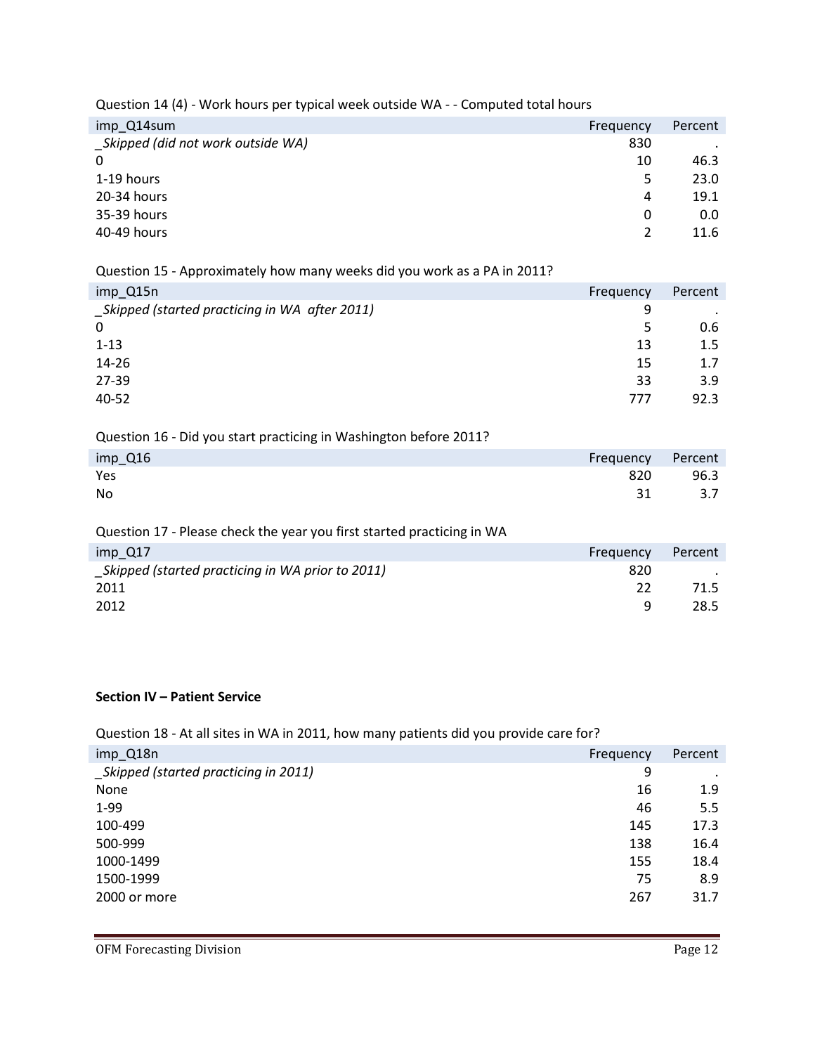Question 14 (4) - Work hours per typical week outside WA - - Computed total hours

| imp_Q14sum | Frequency | Percent |
| --- | --- | --- |
| _Skipped (did not work outside WA)_ | 830 | . |
| 0 | 10 | 46.3 |
| 1-19 hours | 5 | 23.0 |
| 20-34 hours | 4 | 19.1 |
| 35-39 hours | 0 | 0.0 |
| 40-49 hours | 2 | 11.6 |

Question 15 - Approximately how many weeks did you work as a PA in 2011?

| imp_Q15n | Frequency | Percent |
| --- | --- | --- |
| _Skipped (started practicing in WA after 2011)_ | 9 | . |
| 0 | 5 | 0.6 |
| 1-13 | 13 | 1.5 |
| 14-26 | 15 | 1.7 |
| 27-39 | 33 | 3.9 |
| 40-52 | 777 | 92.3 |

Question 16 - Did you start practicing in Washington before 2011?

| imp_Q16 | Frequency | Percent |
| --- | --- | --- |
| Yes | 820 | 96.3 |
| No | 31 | 3.7 |

Question 17 - Please check the year you first started practicing in WA

| imp_Q17 | Frequency | Percent |
| --- | --- | --- |
| _Skipped (started practicing in WA prior to 2011)_ | 820 | . |
| 2011 | 22 | 71.5 |
| 2012 | 9 | 28.5 |

**Section IV – Patient Service**

Question 18 - At all sites in WA in 2011, how many patients did you provide care for?

| imp_Q18n | Frequency | Percent |
| --- | --- | --- |
| _Skipped (started practicing in 2011)_ | 9 | . |
| None | 16 | 1.9 |
| 1-99 | 46 | 5.5 |
| 100-499 | 145 | 17.3 |
| 500-999 | 138 | 16.4 |
| 1000-1499 | 155 | 18.4 |
| 1500-1999 | 75 | 8.9 |
| 2000 or more | 267 | 31.7 |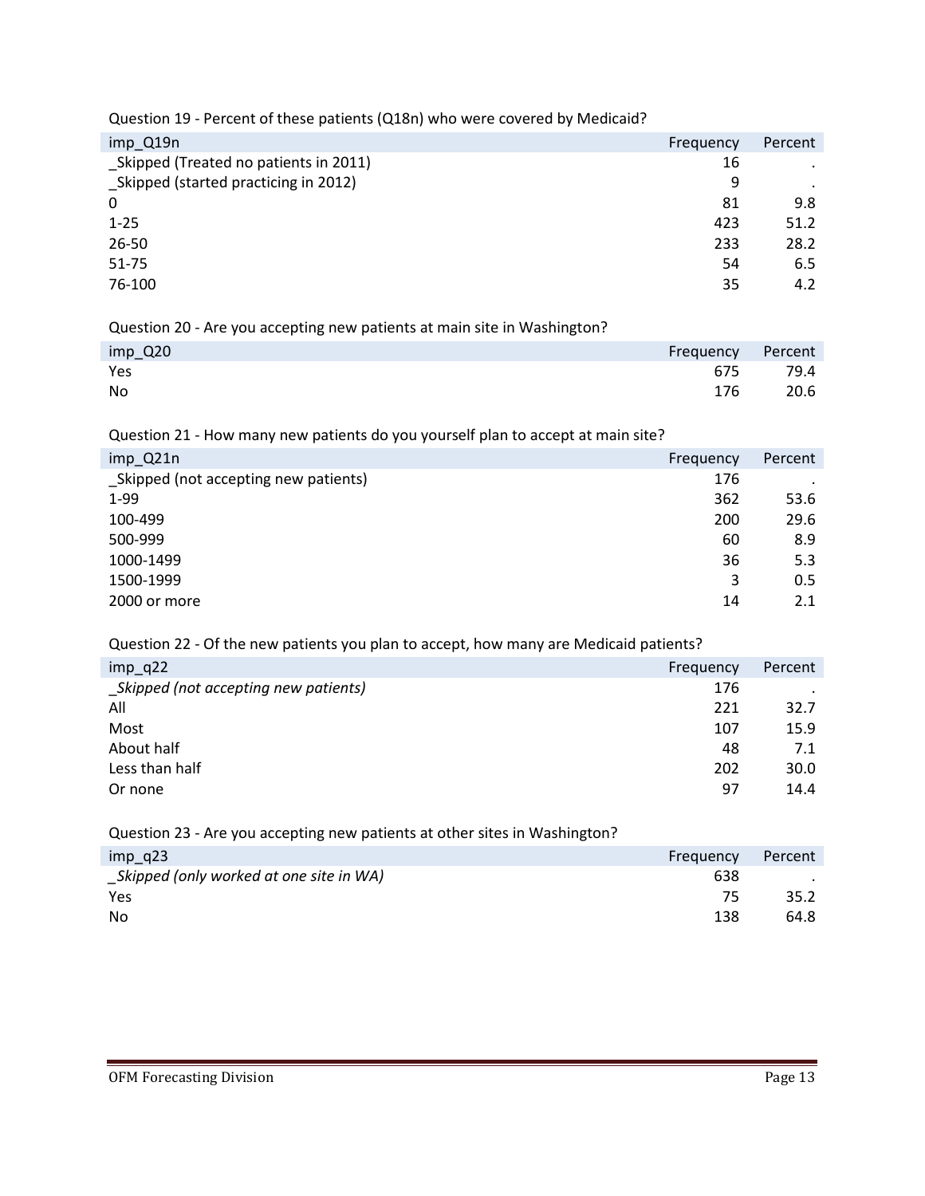Question 19 - Percent of these patients (Q18n) who were covered by Medicaid?

| imp_Q19n | Frequency | Percent |
|---|---|---|
| _Skipped (Treated no patients in 2011) | 16 | . |
| _Skipped (started practicing in 2012) | 9 | . |
| 0 | 81 | 9.8 |
| 1-25 | 423 | 51.2 |
| 26-50 | 233 | 28.2 |
| 51-75 | 54 | 6.5 |
| 76-100 | 35 | 4.2 |

Question 20 - Are you accepting new patients at main site in Washington?

| imp_Q20 | Frequency | Percent |
|---|---|---|
| Yes | 675 | 79.4 |
| No | 176 | 20.6 |

Question 21 - How many new patients do you yourself plan to accept at main site?

| imp_Q21n | Frequency | Percent |
|---|---|---|
| _Skipped (not accepting new patients) | 176 | . |
| 1-99 | 362 | 53.6 |
| 100-499 | 200 | 29.6 |
| 500-999 | 60 | 8.9 |
| 1000-1499 | 36 | 5.3 |
| 1500-1999 | 3 | 0.5 |
| 2000 or more | 14 | 2.1 |

Question 22 - Of the new patients you plan to accept, how many are Medicaid patients?

| imp_q22 | Frequency | Percent |
|---|---|---|
| *_Skipped (not accepting new patients)* | 176 | . |
| All | 221 | 32.7 |
| Most | 107 | 15.9 |
| About half | 48 | 7.1 |
| Less than half | 202 | 30.0 |
| Or none | 97 | 14.4 |

Question 23 - Are you accepting new patients at other sites in Washington?

| imp_q23 | Frequency | Percent |
|---|---|---|
| *_Skipped (only worked at one site in WA)* | 638 | . |
| Yes | 75 | 35.2 |
| No | 138 | 64.8 |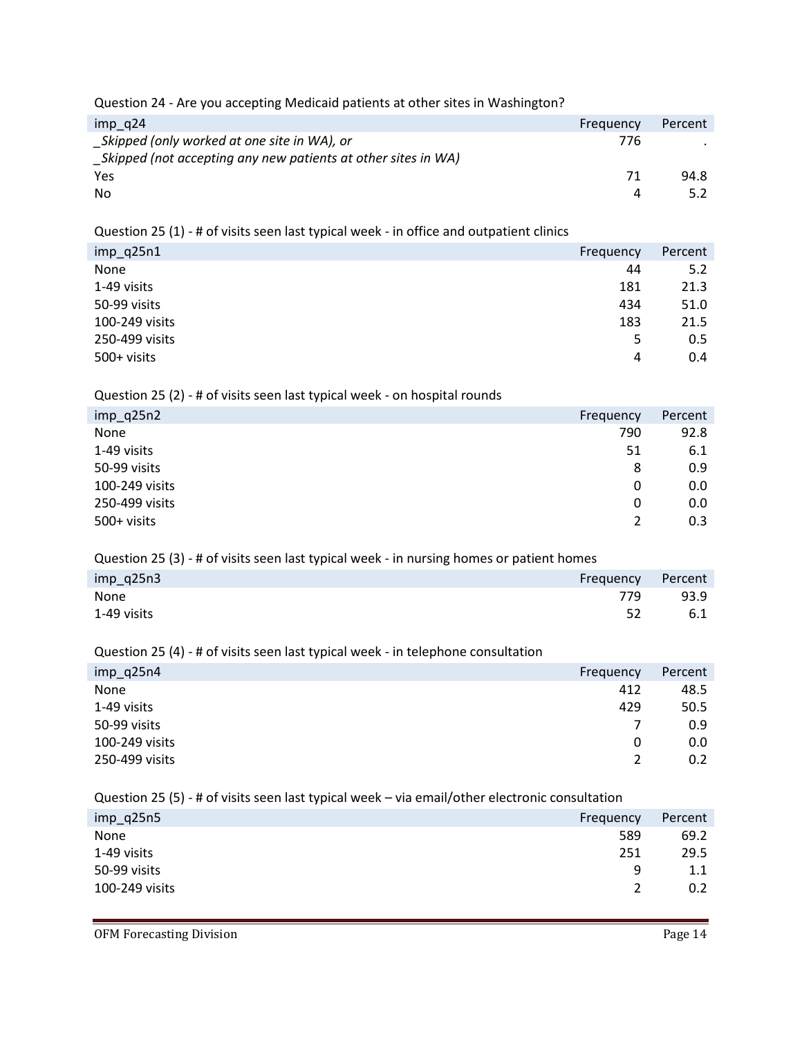Question 24 - Are you accepting Medicaid patients at other sites in Washington?

| imp_q24 | Frequency | Percent |
|---|---|---|
| _Skipped (only worked at one site in WA), or<br>_Skipped (not accepting any new patients at other sites in WA) | 776 | . |
| Yes | 71 | 94.8 |
| No | 4 | 5.2 |

Question 25 (1) - # of visits seen last typical week - in office and outpatient clinics

| imp_q25n1 | Frequency | Percent |
|---|---|---|
| None | 44 | 5.2 |
| 1-49 visits | 181 | 21.3 |
| 50-99 visits | 434 | 51.0 |
| 100-249 visits | 183 | 21.5 |
| 250-499 visits | 5 | 0.5 |
| 500+ visits | 4 | 0.4 |

Question 25 (2) - # of visits seen last typical week - on hospital rounds

| imp_q25n2 | Frequency | Percent |
|---|---|---|
| None | 790 | 92.8 |
| 1-49 visits | 51 | 6.1 |
| 50-99 visits | 8 | 0.9 |
| 100-249 visits | 0 | 0.0 |
| 250-499 visits | 0 | 0.0 |
| 500+ visits | 2 | 0.3 |

Question 25 (3) - # of visits seen last typical week - in nursing homes or patient homes

| imp_q25n3 | Frequency | Percent |
|---|---|---|
| None | 779 | 93.9 |
| 1-49 visits | 52 | 6.1 |

Question 25 (4) - # of visits seen last typical week - in telephone consultation

| imp_q25n4 | Frequency | Percent |
|---|---|---|
| None | 412 | 48.5 |
| 1-49 visits | 429 | 50.5 |
| 50-99 visits | 7 | 0.9 |
| 100-249 visits | 0 | 0.0 |
| 250-499 visits | 2 | 0.2 |

Question 25 (5) - # of visits seen last typical week – via email/other electronic consultation

| imp_q25n5 | Frequency | Percent |
|---|---|---|
| None | 589 | 69.2 |
| 1-49 visits | 251 | 29.5 |
| 50-99 visits | 9 | 1.1 |
| 100-249 visits | 2 | 0.2 |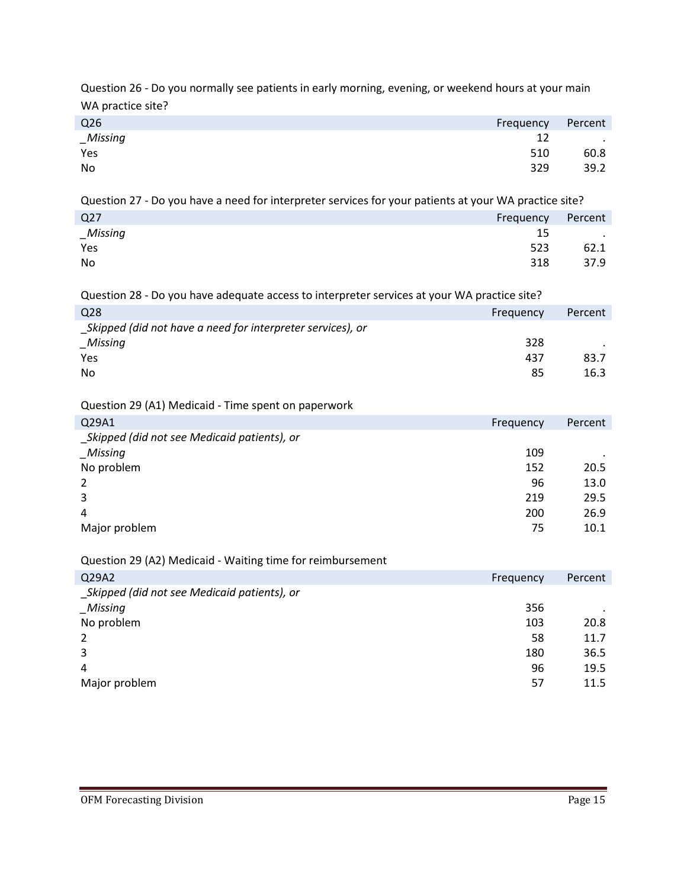Question 26 - Do you normally see patients in early morning, evening, or weekend hours at your main WA practice site?

| Q26 | Frequency | Percent |
|---|---|---|
| _Missing | 12 | . |
| Yes | 510 | 60.8 |
| No | 329 | 39.2 |

Question 27 - Do you have a need for interpreter services for your patients at your WA practice site?

| Q27 | Frequency | Percent |
|---|---|---|
| _Missing | 15 | . |
| Yes | 523 | 62.1 |
| No | 318 | 37.9 |

Question 28 - Do you have adequate access to interpreter services at your WA practice site?

| Q28 | Frequency | Percent |
|---|---|---|
| _Skipped (did not have a need for interpreter services), or _Missing | 328 | . |
| Yes | 437 | 83.7 |
| No | 85 | 16.3 |

Question 29 (A1) Medicaid - Time spent on paperwork

| Q29A1 | Frequency | Percent |
|---|---|---|
| _Skipped (did not see Medicaid patients), or _Missing | 109 | . |
| No problem | 152 | 20.5 |
| 2 | 96 | 13.0 |
| 3 | 219 | 29.5 |
| 4 | 200 | 26.9 |
| Major problem | 75 | 10.1 |

Question 29 (A2) Medicaid - Waiting time for reimbursement

| Q29A2 | Frequency | Percent |
|---|---|---|
| _Skipped (did not see Medicaid patients), or _Missing | 356 | . |
| No problem | 103 | 20.8 |
| 2 | 58 | 11.7 |
| 3 | 180 | 36.5 |
| 4 | 96 | 19.5 |
| Major problem | 57 | 11.5 |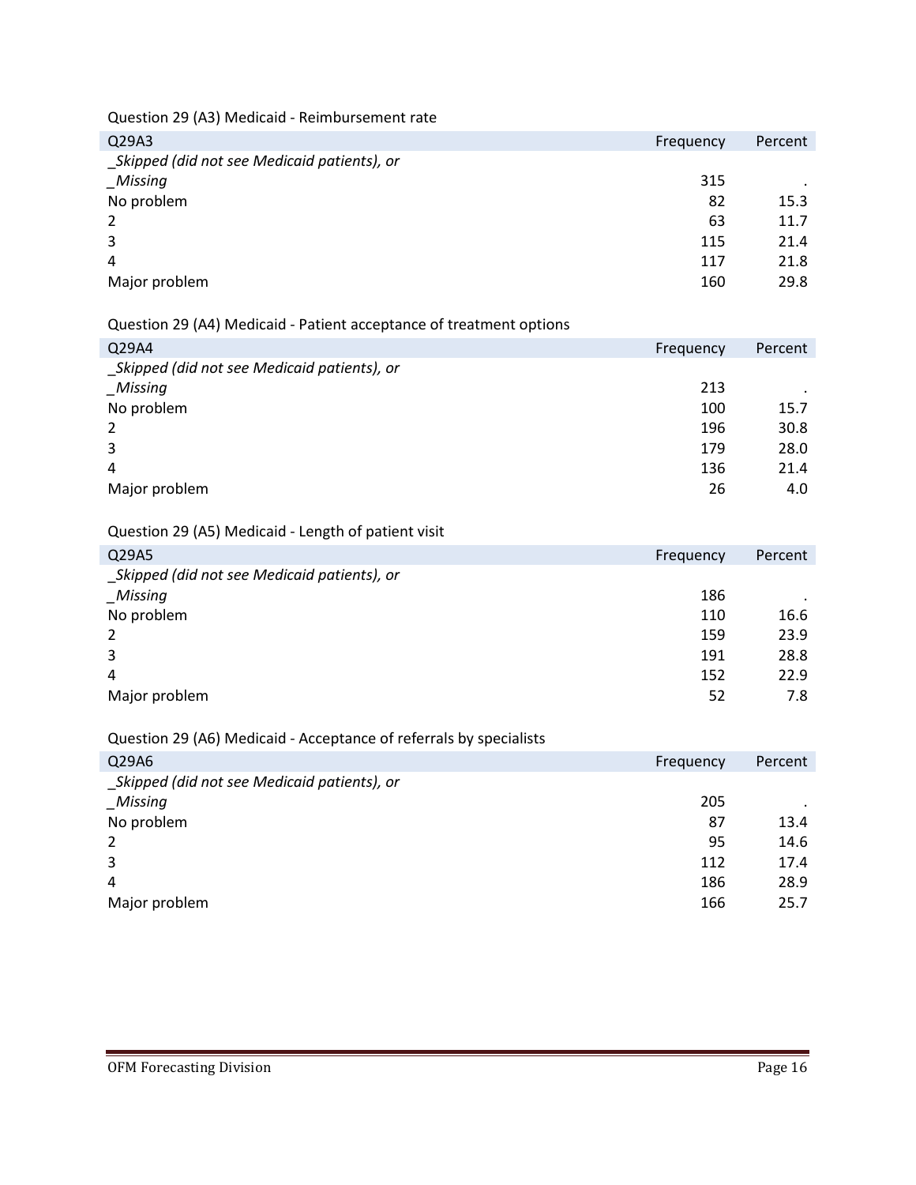Question 29 (A3) Medicaid - Reimbursement rate

| Q29A3 | Frequency | Percent |
|---|---|---|
| *_Skipped (did not see Medicaid patients), or _Missing* | 315 | . |
| No problem | 82 | 15.3 |
| 2 | 63 | 11.7 |
| 3 | 115 | 21.4 |
| 4 | 117 | 21.8 |
| Major problem | 160 | 29.8 |

Question 29 (A4) Medicaid - Patient acceptance of treatment options

| Q29A4 | Frequency | Percent |
|---|---|---|
| *_Skipped (did not see Medicaid patients), or _Missing* | 213 | . |
| No problem | 100 | 15.7 |
| 2 | 196 | 30.8 |
| 3 | 179 | 28.0 |
| 4 | 136 | 21.4 |
| Major problem | 26 | 4.0 |

Question 29 (A5) Medicaid - Length of patient visit

| Q29A5 | Frequency | Percent |
|---|---|---|
| *_Skipped (did not see Medicaid patients), or _Missing* | 186 | . |
| No problem | 110 | 16.6 |
| 2 | 159 | 23.9 |
| 3 | 191 | 28.8 |
| 4 | 152 | 22.9 |
| Major problem | 52 | 7.8 |

Question 29 (A6) Medicaid - Acceptance of referrals by specialists

| Q29A6 | Frequency | Percent |
|---|---|---|
| *_Skipped (did not see Medicaid patients), or _Missing* | 205 | . |
| No problem | 87 | 13.4 |
| 2 | 95 | 14.6 |
| 3 | 112 | 17.4 |
| 4 | 186 | 28.9 |
| Major problem | 166 | 25.7 |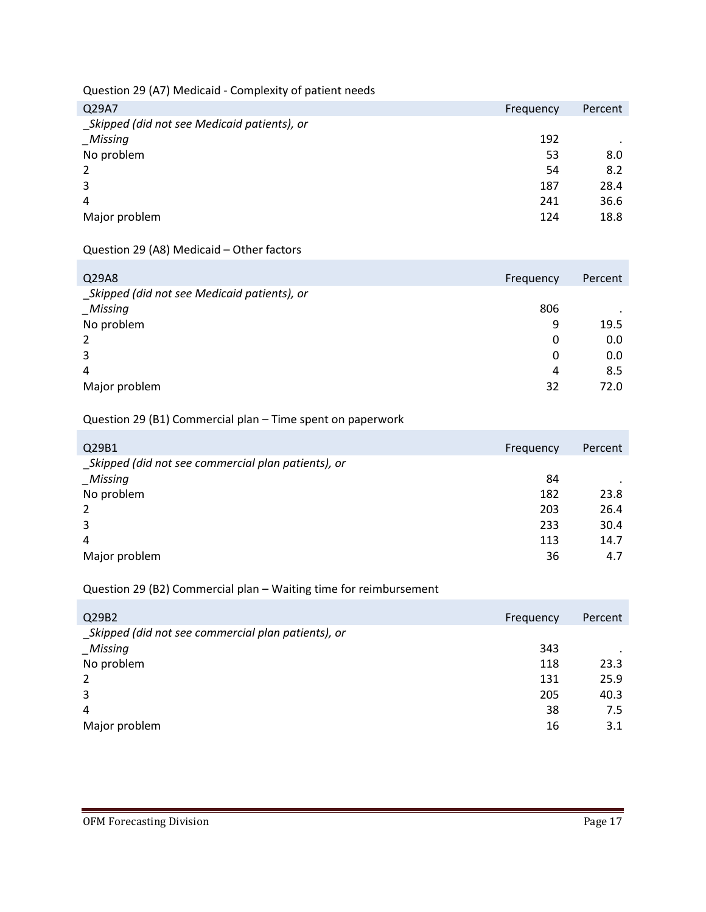Question 29 (A7) Medicaid - Complexity of patient needs

| Q29A7 | Frequency | Percent |
|---|---|---|
| _Skipped (did not see Medicaid patients), or _Missing | 192 | . |
| No problem | 53 | 8.0 |
| 2 | 54 | 8.2 |
| 3 | 187 | 28.4 |
| 4 | 241 | 36.6 |
| Major problem | 124 | 18.8 |

Question 29 (A8) Medicaid – Other factors

| Q29A8 | Frequency | Percent |
|---|---|---|
| _Skipped (did not see Medicaid patients), or _Missing | 806 | . |
| No problem | 9 | 19.5 |
| 2 | 0 | 0.0 |
| 3 | 0 | 0.0 |
| 4 | 4 | 8.5 |
| Major problem | 32 | 72.0 |

Question 29 (B1) Commercial plan – Time spent on paperwork

| Q29B1 | Frequency | Percent |
|---|---|---|
| _Skipped (did not see commercial plan patients), or _Missing | 84 | . |
| No problem | 182 | 23.8 |
| 2 | 203 | 26.4 |
| 3 | 233 | 30.4 |
| 4 | 113 | 14.7 |
| Major problem | 36 | 4.7 |

Question 29 (B2) Commercial plan – Waiting time for reimbursement

| Q29B2 | Frequency | Percent |
|---|---|---|
| _Skipped (did not see commercial plan patients), or _Missing | 343 | . |
| No problem | 118 | 23.3 |
| 2 | 131 | 25.9 |
| 3 | 205 | 40.3 |
| 4 | 38 | 7.5 |
| Major problem | 16 | 3.1 |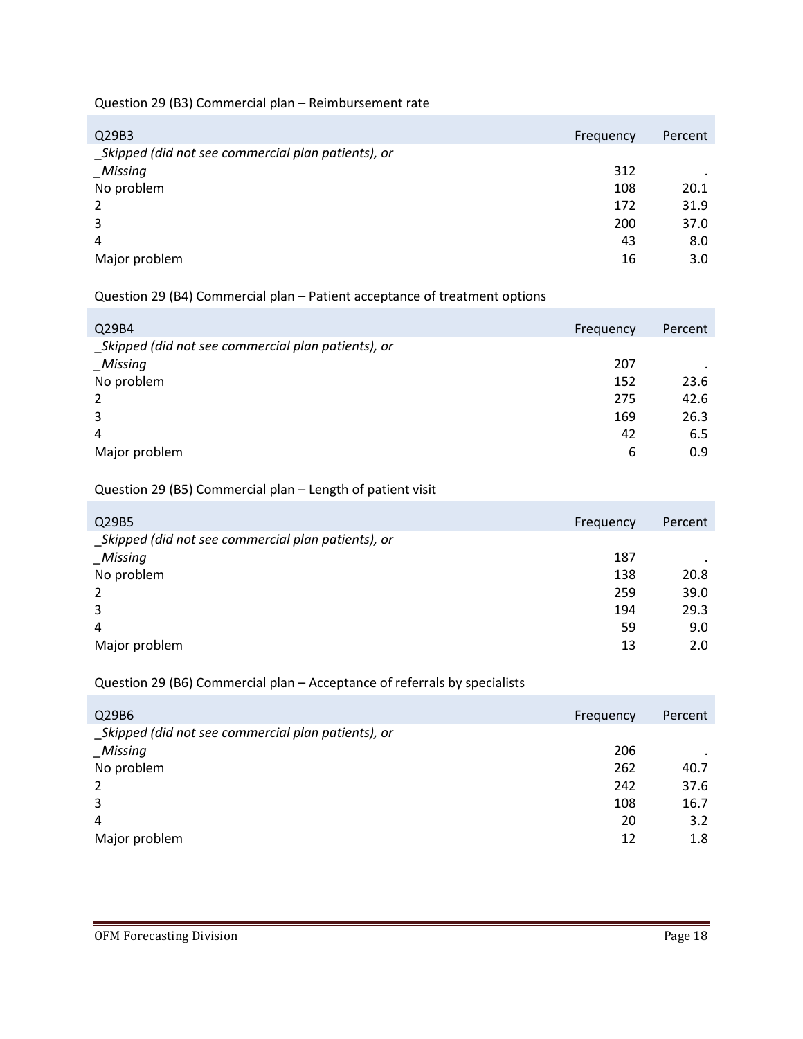Question 29 (B3) Commercial plan – Reimbursement rate

| Q29B3 | Frequency | Percent |
|---|---|---|
| _Skipped (did not see commercial plan patients), or _Missing | 312 | . |
| No problem | 108 | 20.1 |
| 2 | 172 | 31.9 |
| 3 | 200 | 37.0 |
| 4 | 43 | 8.0 |
| Major problem | 16 | 3.0 |

Question 29 (B4) Commercial plan – Patient acceptance of treatment options

| Q29B4 | Frequency | Percent |
|---|---|---|
| _Skipped (did not see commercial plan patients), or _Missing | 207 | . |
| No problem | 152 | 23.6 |
| 2 | 275 | 42.6 |
| 3 | 169 | 26.3 |
| 4 | 42 | 6.5 |
| Major problem | 6 | 0.9 |

Question 29 (B5) Commercial plan – Length of patient visit

| Q29B5 | Frequency | Percent |
|---|---|---|
| _Skipped (did not see commercial plan patients), or _Missing | 187 | . |
| No problem | 138 | 20.8 |
| 2 | 259 | 39.0 |
| 3 | 194 | 29.3 |
| 4 | 59 | 9.0 |
| Major problem | 13 | 2.0 |

Question 29 (B6) Commercial plan – Acceptance of referrals by specialists

| Q29B6 | Frequency | Percent |
|---|---|---|
| _Skipped (did not see commercial plan patients), or _Missing | 206 | . |
| No problem | 262 | 40.7 |
| 2 | 242 | 37.6 |
| 3 | 108 | 16.7 |
| 4 | 20 | 3.2 |
| Major problem | 12 | 1.8 |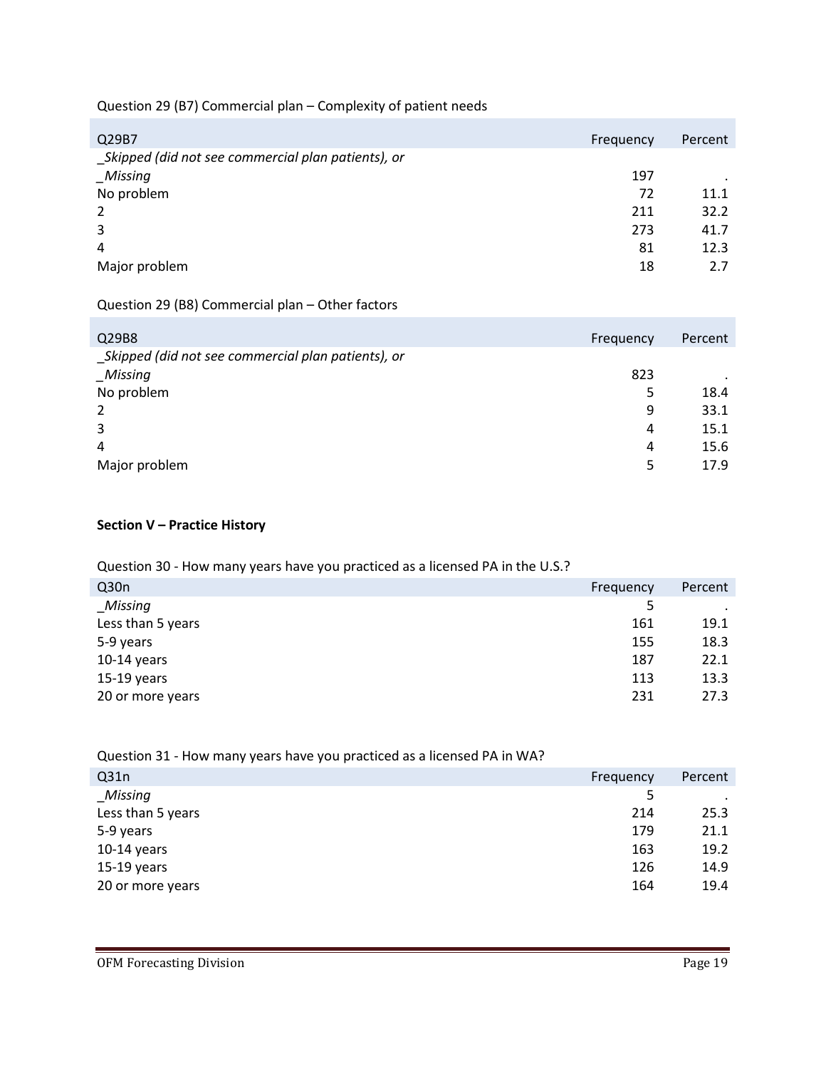Question 29 (B7) Commercial plan – Complexity of patient needs

| Q29B7 | Frequency | Percent |
|---|---|---|
| _Skipped (did not see commercial plan patients), or _Missing | 197 | . |
| No problem | 72 | 11.1 |
| 2 | 211 | 32.2 |
| 3 | 273 | 41.7 |
| 4 | 81 | 12.3 |
| Major problem | 18 | 2.7 |

Question 29 (B8) Commercial plan – Other factors

| Q29B8 | Frequency | Percent |
|---|---|---|
| _Skipped (did not see commercial plan patients), or _Missing | 823 | . |
| No problem | 5 | 18.4 |
| 2 | 9 | 33.1 |
| 3 | 4 | 15.1 |
| 4 | 4 | 15.6 |
| Major problem | 5 | 17.9 |

**Section V – Practice History**

Question 30 - How many years have you practiced as a licensed PA in the U.S.?

| Q30n | Frequency | Percent |
|---|---|---|
| _Missing | 5 | . |
| Less than 5 years | 161 | 19.1 |
| 5-9 years | 155 | 18.3 |
| 10-14 years | 187 | 22.1 |
| 15-19 years | 113 | 13.3 |
| 20 or more years | 231 | 27.3 |

Question 31 - How many years have you practiced as a licensed PA in WA?

| Q31n | Frequency | Percent |
|---|---|---|
| _Missing | 5 | . |
| Less than 5 years | 214 | 25.3 |
| 5-9 years | 179 | 21.1 |
| 10-14 years | 163 | 19.2 |
| 15-19 years | 126 | 14.9 |
| 20 or more years | 164 | 19.4 |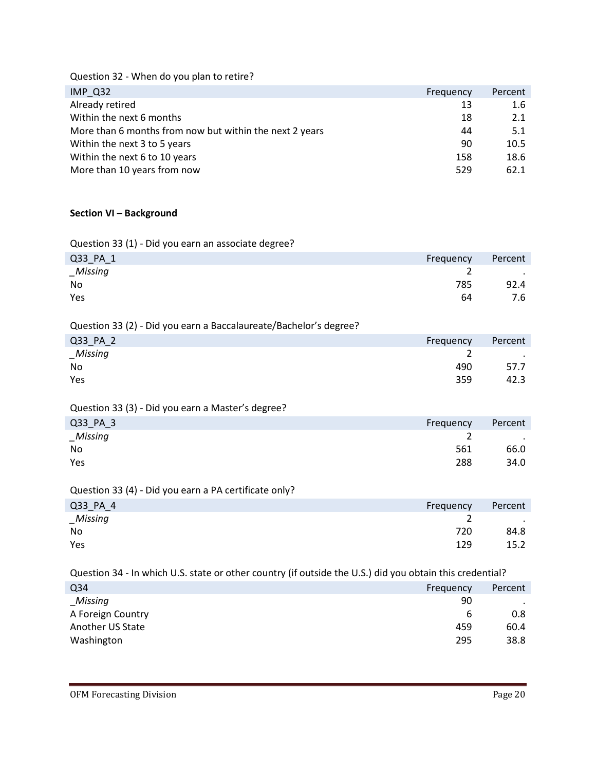Question 32 - When do you plan to retire?

| IMP_Q32 | Frequency | Percent |
|---|---|---|
| Already retired | 13 | 1.6 |
| Within the next 6 months | 18 | 2.1 |
| More than 6 months from now but within the next 2 years | 44 | 5.1 |
| Within the next 3 to 5 years | 90 | 10.5 |
| Within the next 6 to 10 years | 158 | 18.6 |
| More than 10 years from now | 529 | 62.1 |

**Section VI – Background**

Question 33 (1) - Did you earn an associate degree?

| Q33_PA_1 | Frequency | Percent |
|---|---|---|
| *_Missing* | 2 | . |
| No | 785 | 92.4 |
| Yes | 64 | 7.6 |

Question 33 (2) - Did you earn a Baccalaureate/Bachelor's degree?

| Q33_PA_2 | Frequency | Percent |
|---|---|---|
| *_Missing* | 2 | . |
| No | 490 | 57.7 |
| Yes | 359 | 42.3 |

Question 33 (3) - Did you earn a Master's degree?

| Q33_PA_3 | Frequency | Percent |
|---|---|---|
| *_Missing* | 2 | . |
| No | 561 | 66.0 |
| Yes | 288 | 34.0 |

Question 33 (4) - Did you earn a PA certificate only?

| Q33_PA_4 | Frequency | Percent |
|---|---|---|
| *_Missing* | 2 | . |
| No | 720 | 84.8 |
| Yes | 129 | 15.2 |

Question 34 - In which U.S. state or other country (if outside the U.S.) did you obtain this credential?

| Q34 | Frequency | Percent |
|---|---|---|
| *_Missing* | 90 | . |
| A Foreign Country | 6 | 0.8 |
| Another US State | 459 | 60.4 |
| Washington | 295 | 38.8 |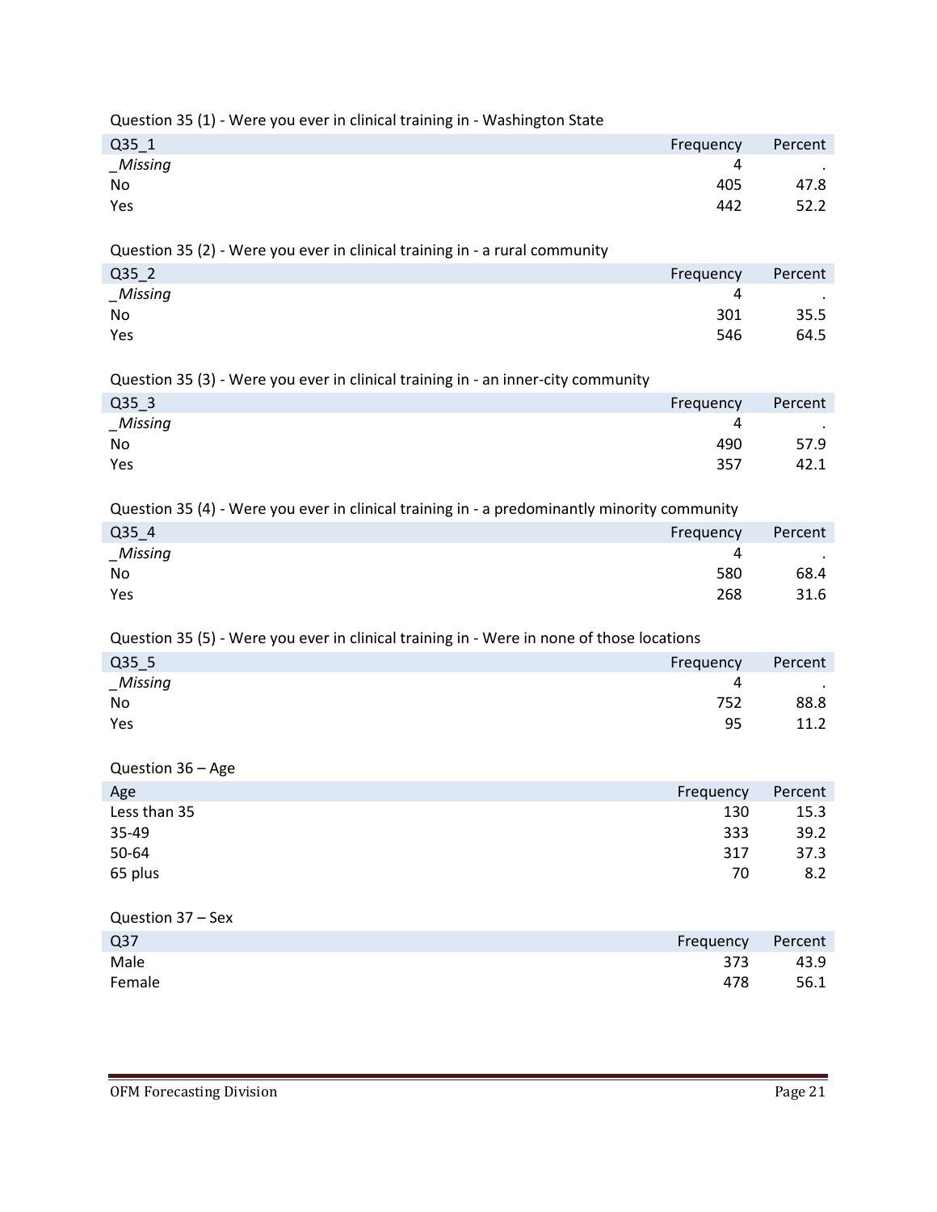Question 35 (1) - Were you ever in clinical training in - Washington State

| Q35_1 | Frequency | Percent |
|---|---|---|
| *_Missing* | 4 | . |
| No | 405 | 47.8 |
| Yes | 442 | 52.2 |

Question 35 (2) - Were you ever in clinical training in - a rural community

| Q35_2 | Frequency | Percent |
|---|---|---|
| *_Missing* | 4 | . |
| No | 301 | 35.5 |
| Yes | 546 | 64.5 |

Question 35 (3) - Were you ever in clinical training in - an inner-city community

| Q35_3 | Frequency | Percent |
|---|---|---|
| *_Missing* | 4 | . |
| No | 490 | 57.9 |
| Yes | 357 | 42.1 |

Question 35 (4) - Were you ever in clinical training in - a predominantly minority community

| Q35_4 | Frequency | Percent |
|---|---|---|
| *_Missing* | 4 | . |
| No | 580 | 68.4 |
| Yes | 268 | 31.6 |

Question 35 (5) - Were you ever in clinical training in - Were in none of those locations

| Q35_5 | Frequency | Percent |
|---|---|---|
| *_Missing* | 4 | . |
| No | 752 | 88.8 |
| Yes | 95 | 11.2 |

Question 36 – Age

| Age | Frequency | Percent |
|---|---|---|
| Less than 35 | 130 | 15.3 |
| 35-49 | 333 | 39.2 |
| 50-64 | 317 | 37.3 |
| 65 plus | 70 | 8.2 |

Question 37 – Sex

| Q37 | Frequency | Percent |
|---|---|---|
| Male | 373 | 43.9 |
| Female | 478 | 56.1 |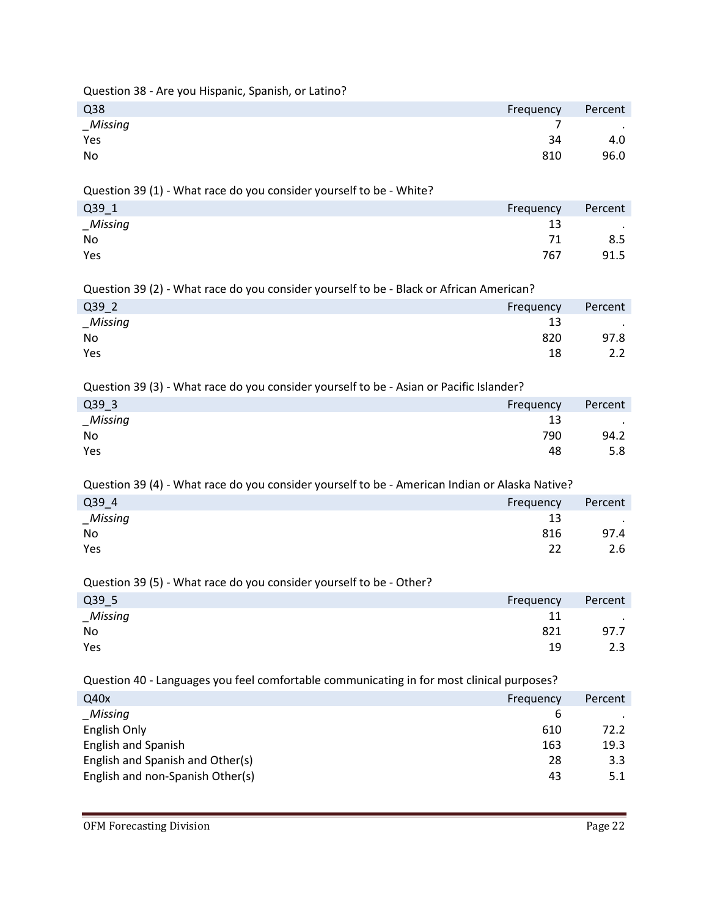Question 38 - Are you Hispanic, Spanish, or Latino?

| Q38 | Frequency | Percent |
|---|---|---|
| _Missing | 7 | . |
| Yes | 34 | 4.0 |
| No | 810 | 96.0 |

Question 39 (1) - What race do you consider yourself to be - White?

| Q39_1 | Frequency | Percent |
|---|---|---|
| _Missing | 13 | . |
| No | 71 | 8.5 |
| Yes | 767 | 91.5 |

Question 39 (2) - What race do you consider yourself to be - Black or African American?

| Q39_2 | Frequency | Percent |
|---|---|---|
| _Missing | 13 | . |
| No | 820 | 97.8 |
| Yes | 18 | 2.2 |

Question 39 (3) - What race do you consider yourself to be - Asian or Pacific Islander?

| Q39_3 | Frequency | Percent |
|---|---|---|
| _Missing | 13 | . |
| No | 790 | 94.2 |
| Yes | 48 | 5.8 |

Question 39 (4) - What race do you consider yourself to be - American Indian or Alaska Native?

| Q39_4 | Frequency | Percent |
|---|---|---|
| _Missing | 13 | . |
| No | 816 | 97.4 |
| Yes | 22 | 2.6 |

Question 39 (5) - What race do you consider yourself to be - Other?

| Q39_5 | Frequency | Percent |
|---|---|---|
| _Missing | 11 | . |
| No | 821 | 97.7 |
| Yes | 19 | 2.3 |

Question 40 - Languages you feel comfortable communicating in for most clinical purposes?

| Q40x | Frequency | Percent |
|---|---|---|
| _Missing | 6 | . |
| English Only | 610 | 72.2 |
| English and Spanish | 163 | 19.3 |
| English and Spanish and Other(s) | 28 | 3.3 |
| English and non-Spanish Other(s) | 43 | 5.1 |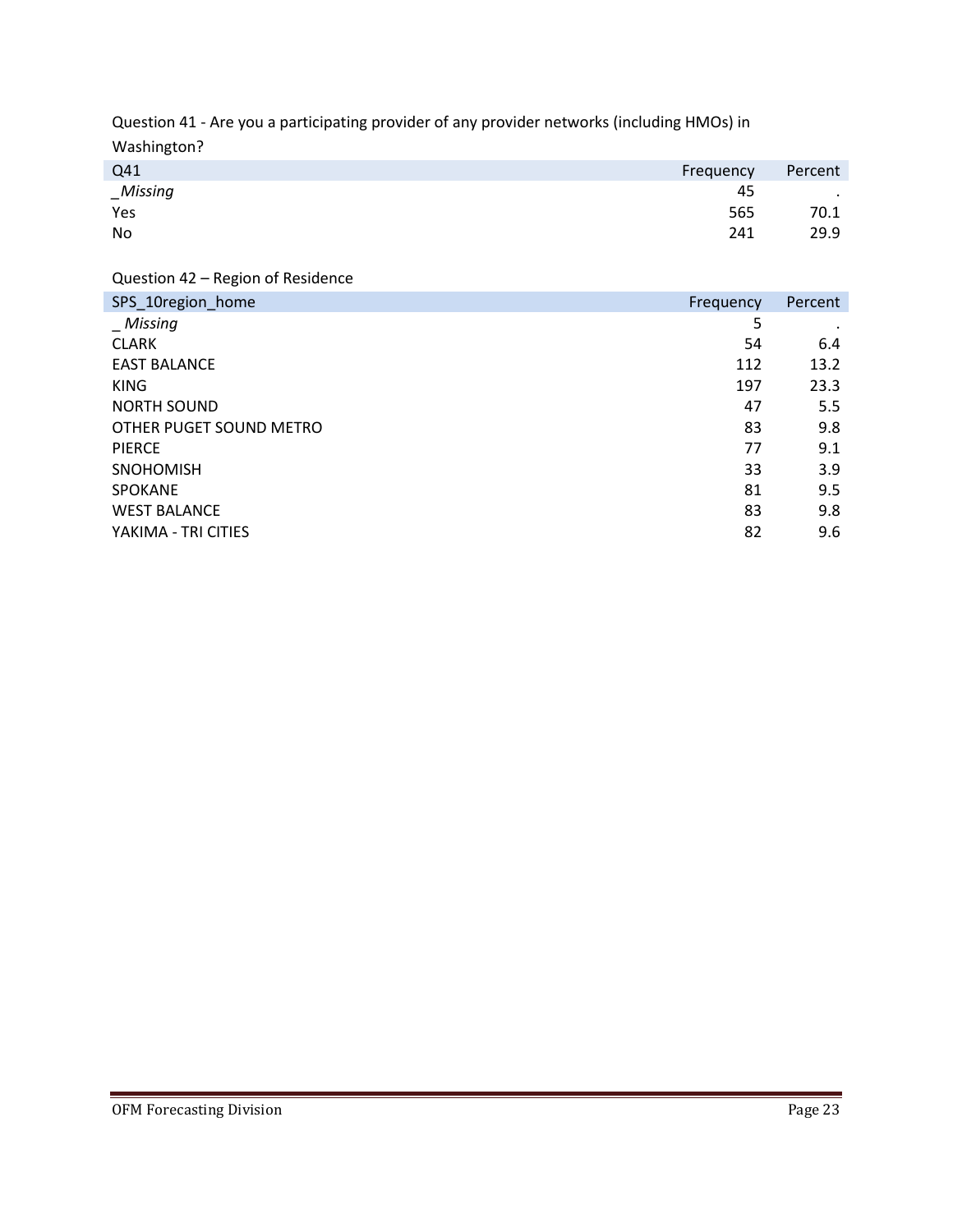Question 41 - Are you a participating provider of any provider networks (including HMOs) in Washington?

| Q41 | Frequency | Percent |
|---|---|---|
| *_Missing* | 45 | . |
| Yes | 565 | 70.1 |
| No | 241 | 29.9 |

Question 42 – Region of Residence

| SPS_10region_home | Frequency | Percent |
|---|---|---|
| *_ Missing* | 5 | . |
| CLARK | 54 | 6.4 |
| EAST BALANCE | 112 | 13.2 |
| KING | 197 | 23.3 |
| NORTH SOUND | 47 | 5.5 |
| OTHER PUGET SOUND METRO | 83 | 9.8 |
| PIERCE | 77 | 9.1 |
| SNOHOMISH | 33 | 3.9 |
| SPOKANE | 81 | 9.5 |
| WEST BALANCE | 83 | 9.8 |
| YAKIMA - TRI CITIES | 82 | 9.6 |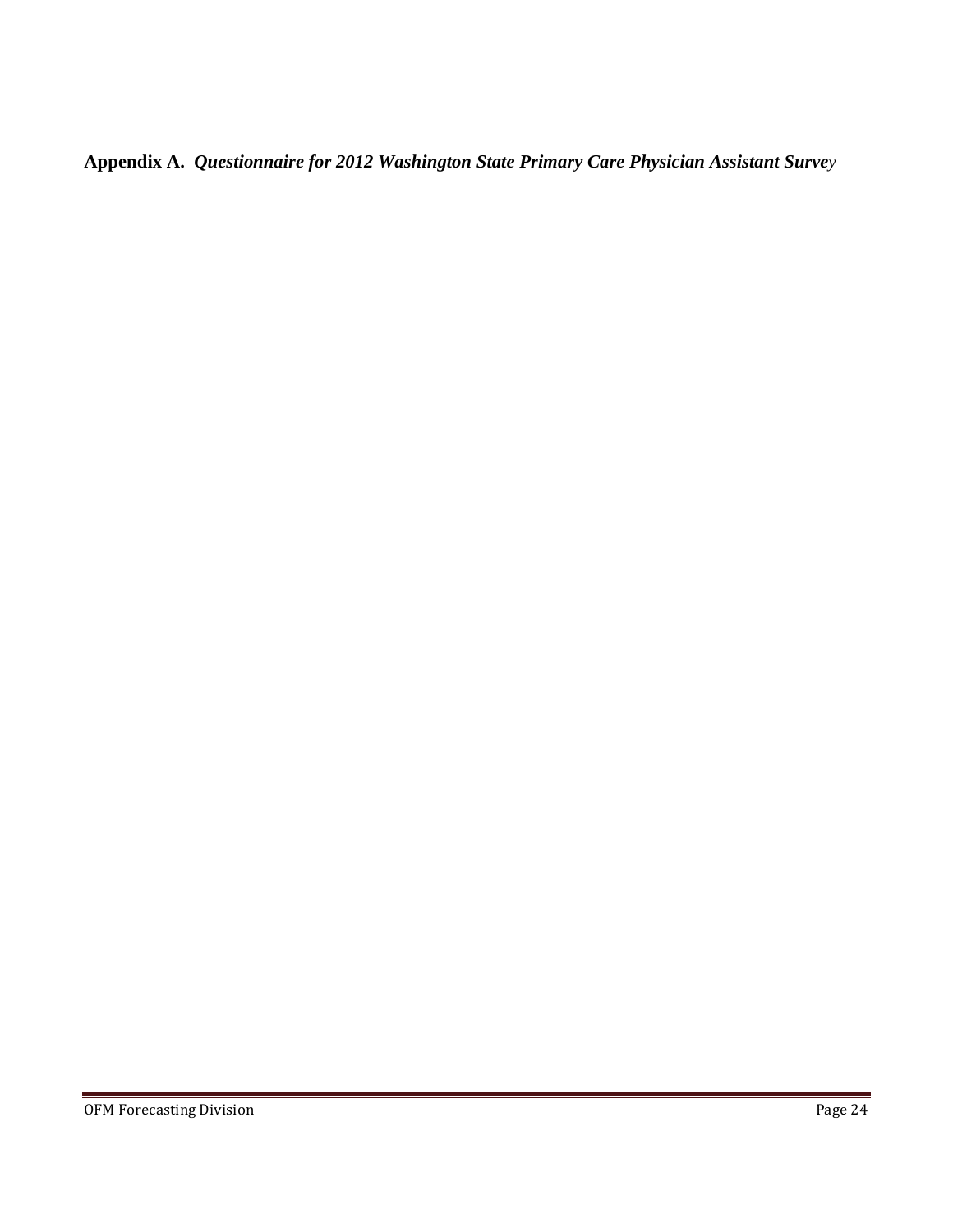**Appendix A.** ***Questionnaire for 2012 Washington State Primary Care Physician Assistant Survey***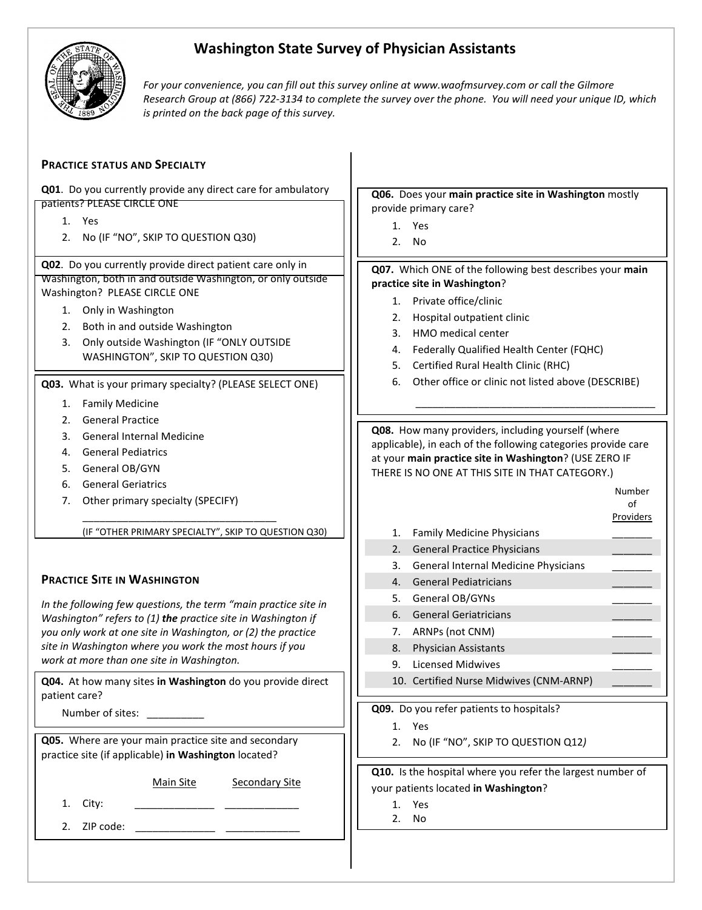# Washington State Survey of Physician Assistants

*For your convenience, you can fill out this survey online at www.waofmsurvey.com or call the Gilmore Research Group at (866) 722-3134 to complete the survey over the phone. You will need your unique ID, which is printed on the back page of this survey.*

## PRACTICE STATUS AND SPECIALTY

**Q01**. Do you currently provide any direct care for ambulatory patients? PLEASE CIRCLE ONE

1. Yes
2. No (IF "NO", SKIP TO QUESTION Q30)

**Q02**. Do you currently provide direct patient care only in Washington, both in and outside Washington, or only outside Washington? PLEASE CIRCLE ONE

1. Only in Washington
2. Both in and outside Washington
3. Only outside Washington (IF "ONLY OUTSIDE WASHINGTON", SKIP TO QUESTION Q30)

**Q03.** What is your primary specialty? (PLEASE SELECT ONE)

1. Family Medicine
2. General Practice
3. General Internal Medicine
4. General Pediatrics
5. General OB/GYN
6. General Geriatrics
7. Other primary specialty (SPECIFY)

   ___________________________________

   (IF "OTHER PRIMARY SPECIALTY", SKIP TO QUESTION Q30)

## PRACTICE SITE IN WASHINGTON

*In the following few questions, the term "main practice site in Washington" refers to (1)* ***the*** *practice site in Washington if you only work at one site in Washington, or (2) the practice site in Washington where you work the most hours if you work at more than one site in Washington.*

**Q04.** At how many sites **in Washington** do you provide direct patient care?

Number of sites: __________

**Q05.** Where are your main practice site and secondary practice site (if applicable) **in Washington** located?

| | Main Site | Secondary Site |
|---|---|---|
| 1. City: | ______________ | _____________ |
| 2. ZIP code: | ______________ | _____________ |

**Q06.** Does your **main practice site in Washington** mostly provide primary care?

1. Yes
2. No

**Q07.** Which ONE of the following best describes your **main practice site in Washington**?

1. Private office/clinic
2. Hospital outpatient clinic
3. HMO medical center
4. Federally Qualified Health Center (FQHC)
5. Certified Rural Health Clinic (RHC)
6. Other office or clinic not listed above (DESCRIBE)

   ____________________________________________

**Q08.** How many providers, including yourself (where applicable), in each of the following categories provide care at your **main practice site in Washington**? (USE ZERO IF THERE IS NO ONE AT THIS SITE IN THAT CATEGORY.)

| | Number of Providers |
|---|---|
| 1. Family Medicine Physicians | _______ |
| 2. General Practice Physicians | _______ |
| 3. General Internal Medicine Physicians | _______ |
| 4. General Pediatricians | _______ |
| 5. General OB/GYNs | _______ |
| 6. General Geriatricians | _______ |
| 7. ARNPs (not CNM) | _______ |
| 8. Physician Assistants | _______ |
| 9. Licensed Midwives | _______ |
| 10. Certified Nurse Midwives (CNM-ARNP) | _______ |

**Q09.** Do you refer patients to hospitals?

1. Yes
2. No (IF "NO", SKIP TO QUESTION Q12*)*

**Q10.** Is the hospital where you refer the largest number of your patients located **in Washington**?

1. Yes
2. No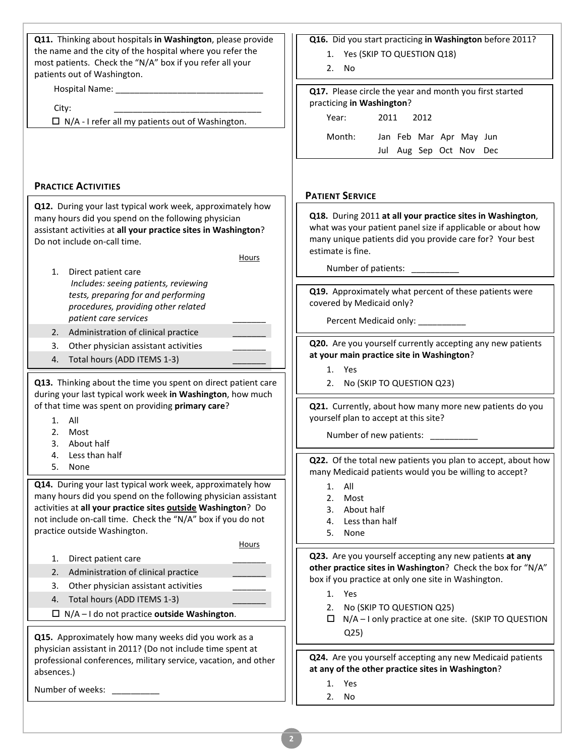**Q11.** Thinking about hospitals **in Washington**, please provide the name and the city of the hospital where you refer the most patients. Check the "N/A" box if you refer all your patients out of Washington.

Hospital Name: _______________________________

City: _______________________________

☐ N/A - I refer all my patients out of Washington.

## Practice Activities

**Q12.** During your last typical work week, approximately how many hours did you spend on the following physician assistant activities at **all your practice sites in Washington**? Do not include on-call time.

| | | Hours |
|---|---|---|
| 1. | Direct patient care<br>*Includes: seeing patients, reviewing tests, preparing for and performing procedures, providing other related patient care services* | _______ |
| 2. | Administration of clinical practice | _______ |
| 3. | Other physician assistant activities | _______ |
| 4. | Total hours (ADD ITEMS 1-3) | _______ |

**Q13.** Thinking about the time you spent on direct patient care during your last typical work week **in Washington**, how much of that time was spent on providing **primary care**?

1. All
2. Most
3. About half
4. Less than half
5. None

**Q14.** During your last typical work week, approximately how many hours did you spend on the following physician assistant activities at **all your practice sites <u>outside</u> Washington**? Do not include on-call time. Check the "N/A" box if you do not practice outside Washington.

| | | Hours |
|---|---|---|
| 1. | Direct patient care | _______ |
| 2. | Administration of clinical practice | _______ |
| 3. | Other physician assistant activities | _______ |
| 4. | Total hours (ADD ITEMS 1-3) | _______ |

☐ N/A – I do not practice **outside Washington**.

**Q15.** Approximately how many weeks did you work as a physician assistant in 2011? (Do not include time spent at professional conferences, military service, vacation, and other absences.)

Number of weeks: __________

**Q16.** Did you start practicing **in Washington** before 2011?

1. Yes (SKIP TO QUESTION Q18)
2. No

**Q17.** Please circle the year and month you first started practicing **in Washington**?

Year: 2011 2012

Month: Jan Feb Mar Apr May Jun Jul Aug Sep Oct Nov Dec

## Patient Service

**Q18.** During 2011 **at all your practice sites in Washington**, what was your patient panel size if applicable or about how many unique patients did you provide care for? Your best estimate is fine.

Number of patients: __________

**Q19.** Approximately what percent of these patients were covered by Medicaid only?

Percent Medicaid only: __________

**Q20.** Are you yourself currently accepting any new patients **at your main practice site in Washington**?

1. Yes
2. No (SKIP TO QUESTION Q23)

**Q21.** Currently, about how many more new patients do you yourself plan to accept at this site?

Number of new patients: __________

**Q22.** Of the total new patients you plan to accept, about how many Medicaid patients would you be willing to accept?

1. All
2. Most
3. About half
4. Less than half
5. None

**Q23.** Are you yourself accepting any new patients **at any other practice sites in Washington**? Check the box for "N/A" box if you practice at only one site in Washington.

1. Yes
2. No (SKIP TO QUESTION Q25)

☐ N/A – I only practice at one site. (SKIP TO QUESTION Q25)

**Q24.** Are you yourself accepting any new Medicaid patients **at any of the other practice sites in Washington**?

1. Yes
2. No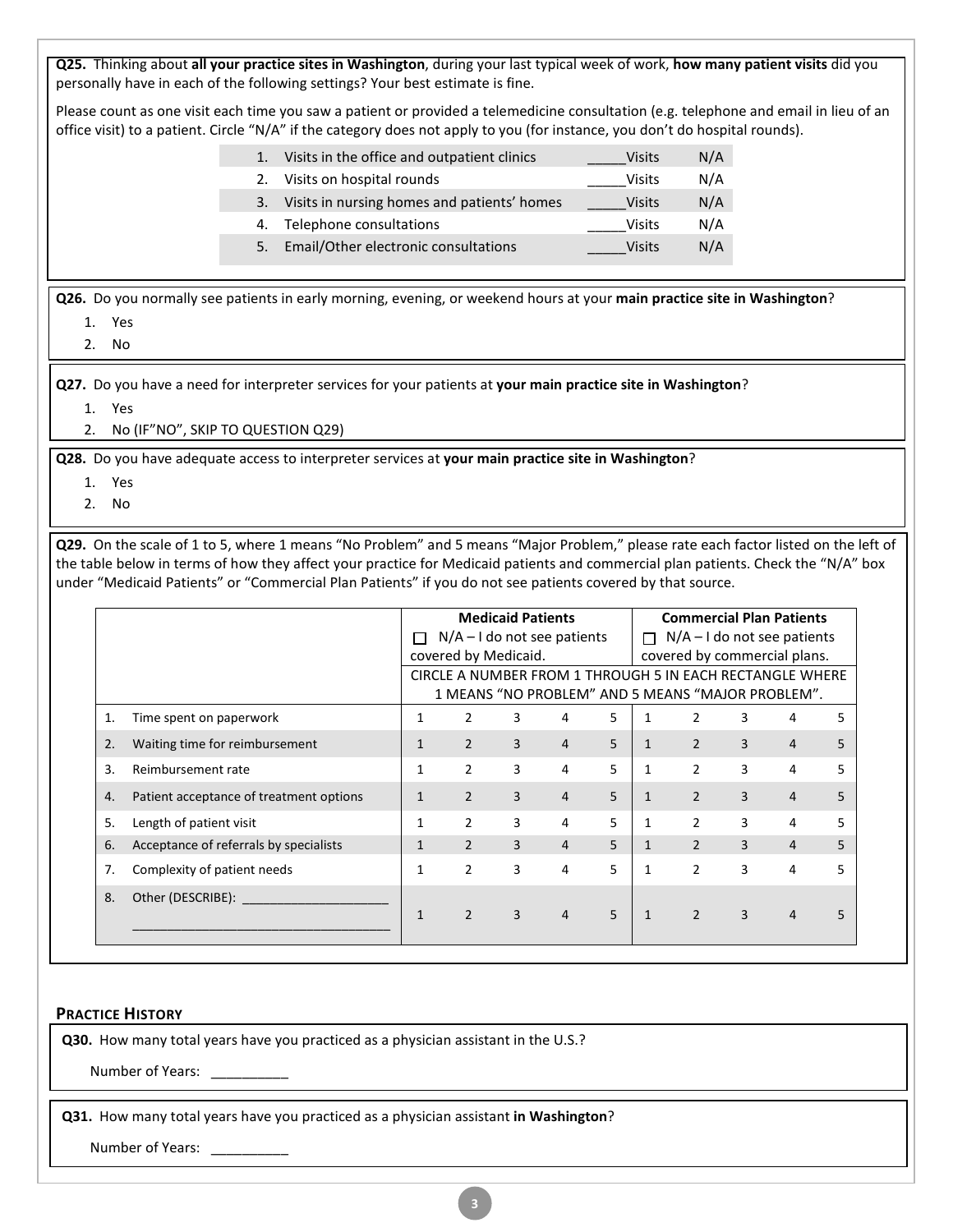**Q25.** Thinking about **all your practice sites in Washington**, during your last typical week of work, **how many patient visits** did you personally have in each of the following settings? Your best estimate is fine.

Please count as one visit each time you saw a patient or provided a telemedicine consultation (e.g. telephone and email in lieu of an office visit) to a patient. Circle "N/A" if the category does not apply to you (for instance, you don't do hospital rounds).

| | | | |
|---|---|---|---|
| 1. | Visits in the office and outpatient clinics | _____Visits | N/A |
| 2. | Visits on hospital rounds | _____Visits | N/A |
| 3. | Visits in nursing homes and patients' homes | _____Visits | N/A |
| 4. | Telephone consultations | _____Visits | N/A |
| 5. | Email/Other electronic consultations | _____Visits | N/A |

**Q26.** Do you normally see patients in early morning, evening, or weekend hours at your **main practice site in Washington**?

1. Yes
2. No

**Q27.** Do you have a need for interpreter services for your patients at **your main practice site in Washington**?

1. Yes
2. No (IF"NO", SKIP TO QUESTION Q29)

**Q28.** Do you have adequate access to interpreter services at **your main practice site in Washington**?

1. Yes
2. No

**Q29.** On the scale of 1 to 5, where 1 means "No Problem" and 5 means "Major Problem," please rate each factor listed on the left of the table below in terms of how they affect your practice for Medicaid patients and commercial plan patients. Check the "N/A" box under "Medicaid Patients" or "Commercial Plan Patients" if you do not see patients covered by that source.

| | **Medicaid Patients** ☐ N/A – I do not see patients covered by Medicaid. | | | | | **Commercial Plan Patients** ☐ N/A – I do not see patients covered by commercial plans. | | | | |
|---|---|---|---|---|---|---|---|---|---|---|
| | CIRCLE A NUMBER FROM 1 THROUGH 5 IN EACH RECTANGLE WHERE 1 MEANS "NO PROBLEM" AND 5 MEANS "MAJOR PROBLEM". | | | | | | | | | |
| 1. Time spent on paperwork | 1 | 2 | 3 | 4 | 5 | 1 | 2 | 3 | 4 | 5 |
| 2. Waiting time for reimbursement | 1 | 2 | 3 | 4 | 5 | 1 | 2 | 3 | 4 | 5 |
| 3. Reimbursement rate | 1 | 2 | 3 | 4 | 5 | 1 | 2 | 3 | 4 | 5 |
| 4. Patient acceptance of treatment options | 1 | 2 | 3 | 4 | 5 | 1 | 2 | 3 | 4 | 5 |
| 5. Length of patient visit | 1 | 2 | 3 | 4 | 5 | 1 | 2 | 3 | 4 | 5 |
| 6. Acceptance of referrals by specialists | 1 | 2 | 3 | 4 | 5 | 1 | 2 | 3 | 4 | 5 |
| 7. Complexity of patient needs | 1 | 2 | 3 | 4 | 5 | 1 | 2 | 3 | 4 | 5 |
| 8. Other (DESCRIBE): ____________________ ___________________________________ | 1 | 2 | 3 | 4 | 5 | 1 | 2 | 3 | 4 | 5 |

## Practice History

**Q30.** How many total years have you practiced as a physician assistant in the U.S.?

Number of Years: __________

**Q31.** How many total years have you practiced as a physician assistant **in Washington**?

Number of Years: __________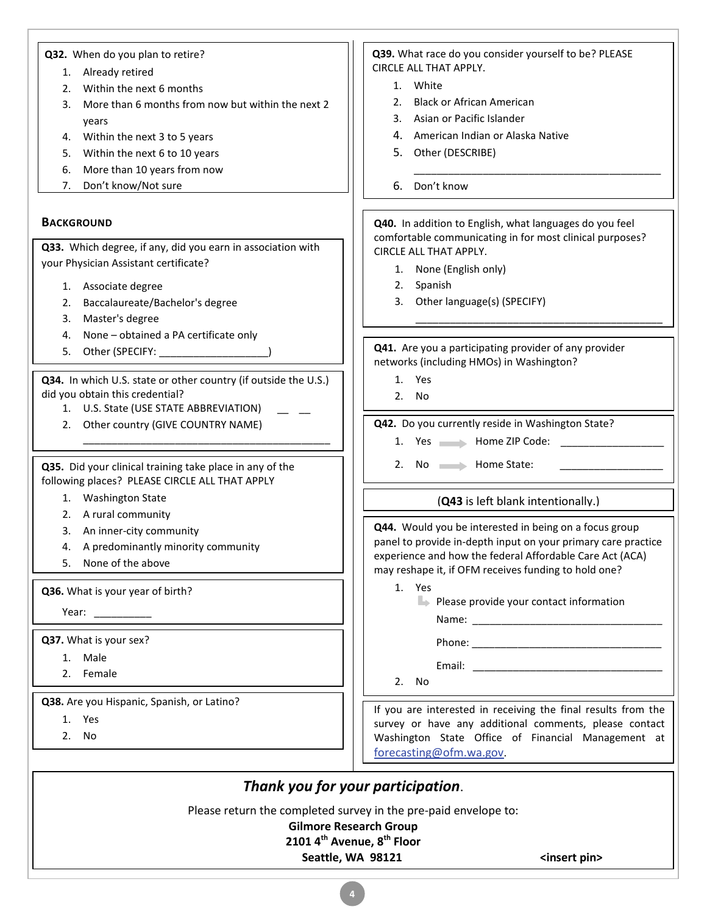**Q32.** When do you plan to retire?

1. Already retired
2. Within the next 6 months
3. More than 6 months from now but within the next 2 years
4. Within the next 3 to 5 years
5. Within the next 6 to 10 years
6. More than 10 years from now
7. Don't know/Not sure

## BACKGROUND

**Q33.** Which degree, if any, did you earn in association with your Physician Assistant certificate?

1. Associate degree
2. Baccalaureate/Bachelor's degree
3. Master's degree
4. None – obtained a PA certificate only
5. Other (SPECIFY: ___________________)

**Q34.** In which U.S. state or other country (if outside the U.S.) did you obtain this credential?

1. U.S. State (USE STATE ABBREVIATION) __ __
2. Other country (GIVE COUNTRY NAME) _____________________________________________

**Q35.** Did your clinical training take place in any of the following places? PLEASE CIRCLE ALL THAT APPLY

1. Washington State
2. A rural community
3. An inner-city community
4. A predominantly minority community
5. None of the above

**Q36.** What is your year of birth?

Year: __________

**Q37.** What is your sex?

1. Male
2. Female

**Q38.** Are you Hispanic, Spanish, or Latino?

1. Yes
2. No

**Q39.** What race do you consider yourself to be? PLEASE CIRCLE ALL THAT APPLY.

1. White
2. Black or African American
3. Asian or Pacific Islander
4. American Indian or Alaska Native
5. Other (DESCRIBE) _____________________________________________
6. Don't know

**Q40.** In addition to English, what languages do you feel comfortable communicating in for most clinical purposes? CIRCLE ALL THAT APPLY.

1. None (English only)
2. Spanish
3. Other language(s) (SPECIFY) _____________________________________________

**Q41.** Are you a participating provider of any provider networks (including HMOs) in Washington?

1. Yes
2. No

**Q42.** Do you currently reside in Washington State?

1. Yes → Home ZIP Code: __________________
2. No → Home State: __________________

(**Q43** is left blank intentionally.)

**Q44.** Would you be interested in being on a focus group panel to provide in-depth input on your primary care practice experience and how the federal Affordable Care Act (ACA) may reshape it, if OFM receives funding to hold one?

1. Yes
   - Please provide your contact information
     - Name: __________________________________
     - Phone: __________________________________
     - Email: __________________________________
2. No

If you are interested in receiving the final results from the survey or have any additional comments, please contact Washington State Office of Financial Management at forecasting@ofm.wa.gov.

***Thank you for your participation.***

Please return the completed survey in the pre-paid envelope to:

**Gilmore Research Group**
**2101 4th Avenue, 8th Floor**
**Seattle, WA 98121** **<insert pin>**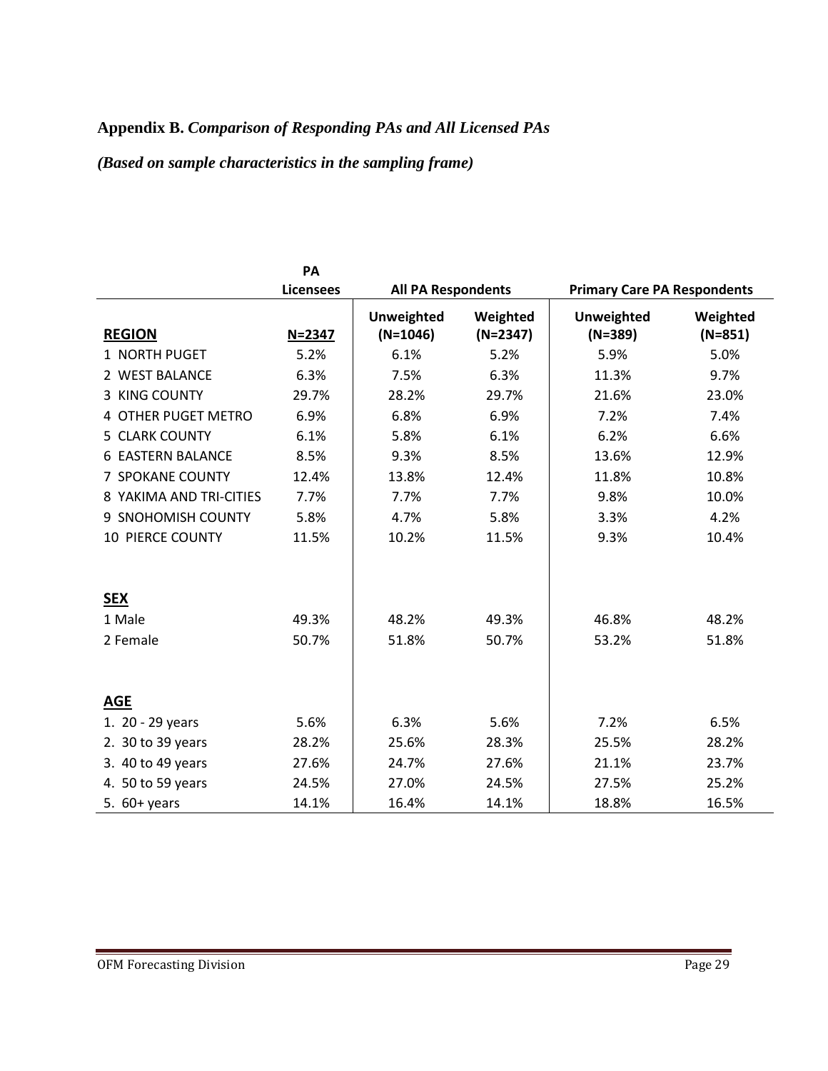**Appendix B.** ***Comparison of Responding PAs and All Licensed PAs***

***(Based on sample characteristics in the sampling frame)***

| | PA Licensees | All PA Respondents | | Primary Care PA Respondents | |
|---|---|---|---|---|---|
| **REGION** | **N=2347** | **Unweighted (N=1046)** | **Weighted (N=2347)** | **Unweighted (N=389)** | **Weighted (N=851)** |
| 1 NORTH PUGET | 5.2% | 6.1% | 5.2% | 5.9% | 5.0% |
| 2 WEST BALANCE | 6.3% | 7.5% | 6.3% | 11.3% | 9.7% |
| 3 KING COUNTY | 29.7% | 28.2% | 29.7% | 21.6% | 23.0% |
| 4 OTHER PUGET METRO | 6.9% | 6.8% | 6.9% | 7.2% | 7.4% |
| 5 CLARK COUNTY | 6.1% | 5.8% | 6.1% | 6.2% | 6.6% |
| 6 EASTERN BALANCE | 8.5% | 9.3% | 8.5% | 13.6% | 12.9% |
| 7 SPOKANE COUNTY | 12.4% | 13.8% | 12.4% | 11.8% | 10.8% |
| 8 YAKIMA AND TRI-CITIES | 7.7% | 7.7% | 7.7% | 9.8% | 10.0% |
| 9 SNOHOMISH COUNTY | 5.8% | 4.7% | 5.8% | 3.3% | 4.2% |
| 10 PIERCE COUNTY | 11.5% | 10.2% | 11.5% | 9.3% | 10.4% |
| **SEX** | | | | | |
| 1 Male | 49.3% | 48.2% | 49.3% | 46.8% | 48.2% |
| 2 Female | 50.7% | 51.8% | 50.7% | 53.2% | 51.8% |
| **AGE** | | | | | |
| 1. 20 - 29 years | 5.6% | 6.3% | 5.6% | 7.2% | 6.5% |
| 2. 30 to 39 years | 28.2% | 25.6% | 28.3% | 25.5% | 28.2% |
| 3. 40 to 49 years | 27.6% | 24.7% | 27.6% | 21.1% | 23.7% |
| 4. 50 to 59 years | 24.5% | 27.0% | 24.5% | 27.5% | 25.2% |
| 5. 60+ years | 14.1% | 16.4% | 14.1% | 18.8% | 16.5% |